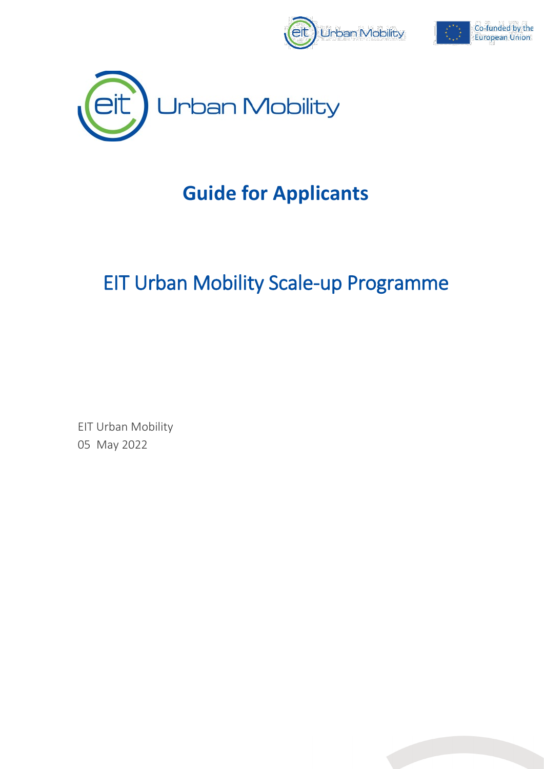# Guide for Applicants

## EIT Urban Mobility Scale-up Programme

EIT Urban Mobility
05 May 2022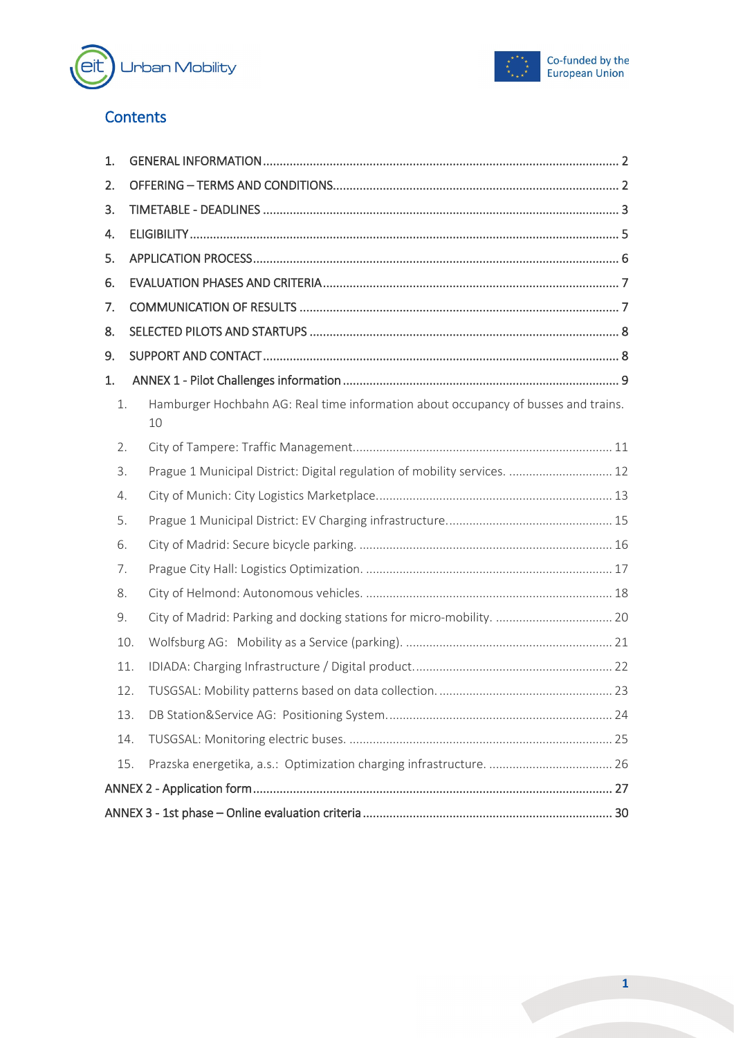## Contents

1. GENERAL INFORMATION .......... 2
2. OFFERING – TERMS AND CONDITIONS .......... 2
3. TIMETABLE - DEADLINES .......... 3
4. ELIGIBILITY .......... 5
5. APPLICATION PROCESS .......... 6
6. EVALUATION PHASES AND CRITERIA .......... 7
7. COMMUNICATION OF RESULTS .......... 7
8. SELECTED PILOTS AND STARTUPS .......... 8
9. SUPPORT AND CONTACT .......... 8

1. ANNEX 1 - Pilot Challenges information .......... 9
   1. Hamburger Hochbahn AG: Real time information about occupancy of busses and trains. 10
   2. City of Tampere: Traffic Management .......... 11
   3. Prague 1 Municipal District: Digital regulation of mobility services. .......... 12
   4. City of Munich: City Logistics Marketplace .......... 13
   5. Prague 1 Municipal District: EV Charging infrastructure. .......... 15
   6. City of Madrid: Secure bicycle parking. .......... 16
   7. Prague City Hall: Logistics Optimization. .......... 17
   8. City of Helmond: Autonomous vehicles. .......... 18
   9. City of Madrid: Parking and docking stations for micro-mobility. .......... 20
   10. Wolfsburg AG: Mobility as a Service (parking). .......... 21
   11. IDIADA: Charging Infrastructure / Digital product. .......... 22
   12. TUSGSAL: Mobility patterns based on data collection. .......... 23
   13. DB Station&Service AG: Positioning System. .......... 24
   14. TUSGSAL: Monitoring electric buses. .......... 25
   15. Prazska energetika, a.s.: Optimization charging infrastructure. .......... 26

ANNEX 2 - Application form .......... 27

ANNEX 3 - 1st phase – Online evaluation criteria .......... 30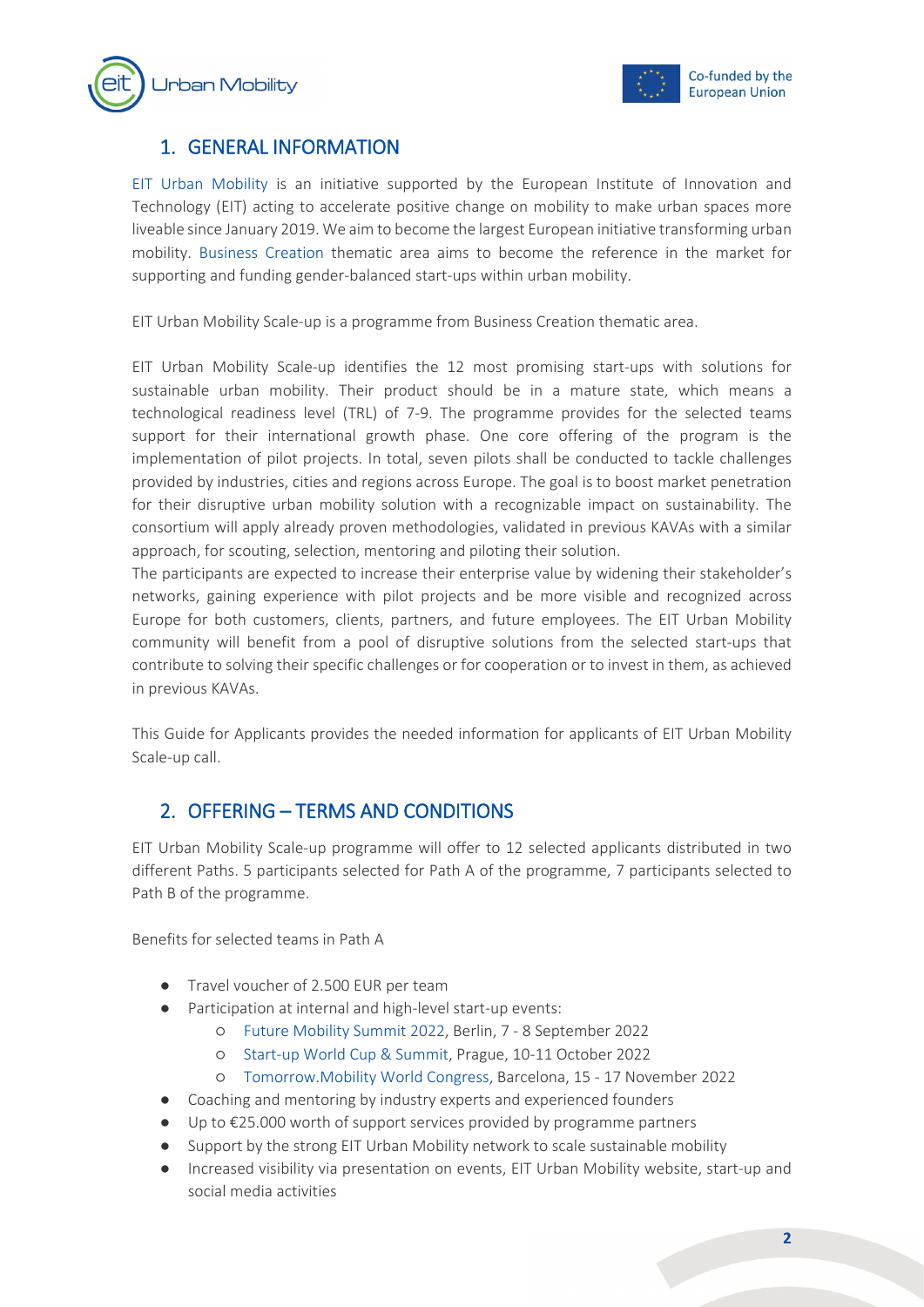## 1. GENERAL INFORMATION

EIT Urban Mobility is an initiative supported by the European Institute of Innovation and Technology (EIT) acting to accelerate positive change on mobility to make urban spaces more liveable since January 2019. We aim to become the largest European initiative transforming urban mobility. Business Creation thematic area aims to become the reference in the market for supporting and funding gender-balanced start-ups within urban mobility.

EIT Urban Mobility Scale-up is a programme from Business Creation thematic area.

EIT Urban Mobility Scale-up identifies the 12 most promising start-ups with solutions for sustainable urban mobility. Their product should be in a mature state, which means a technological readiness level (TRL) of 7-9. The programme provides for the selected teams support for their international growth phase. One core offering of the program is the implementation of pilot projects. In total, seven pilots shall be conducted to tackle challenges provided by industries, cities and regions across Europe. The goal is to boost market penetration for their disruptive urban mobility solution with a recognizable impact on sustainability. The consortium will apply already proven methodologies, validated in previous KAVAs with a similar approach, for scouting, selection, mentoring and piloting their solution.
The participants are expected to increase their enterprise value by widening their stakeholder's networks, gaining experience with pilot projects and be more visible and recognized across Europe for both customers, clients, partners, and future employees. The EIT Urban Mobility community will benefit from a pool of disruptive solutions from the selected start-ups that contribute to solving their specific challenges or for cooperation or to invest in them, as achieved in previous KAVAs.

This Guide for Applicants provides the needed information for applicants of EIT Urban Mobility Scale-up call.

## 2. OFFERING – TERMS AND CONDITIONS

EIT Urban Mobility Scale-up programme will offer to 12 selected applicants distributed in two different Paths. 5 participants selected for Path A of the programme, 7 participants selected to Path B of the programme.

Benefits for selected teams in Path A

- Travel voucher of 2.500 EUR per team
- Participation at internal and high-level start-up events:
  - Future Mobility Summit 2022, Berlin, 7 - 8 September 2022
  - Start-up World Cup & Summit, Prague, 10-11 October 2022
  - Tomorrow.Mobility World Congress, Barcelona, 15 - 17 November 2022
- Coaching and mentoring by industry experts and experienced founders
- Up to €25.000 worth of support services provided by programme partners
- Support by the strong EIT Urban Mobility network to scale sustainable mobility
- Increased visibility via presentation on events, EIT Urban Mobility website, start-up and social media activities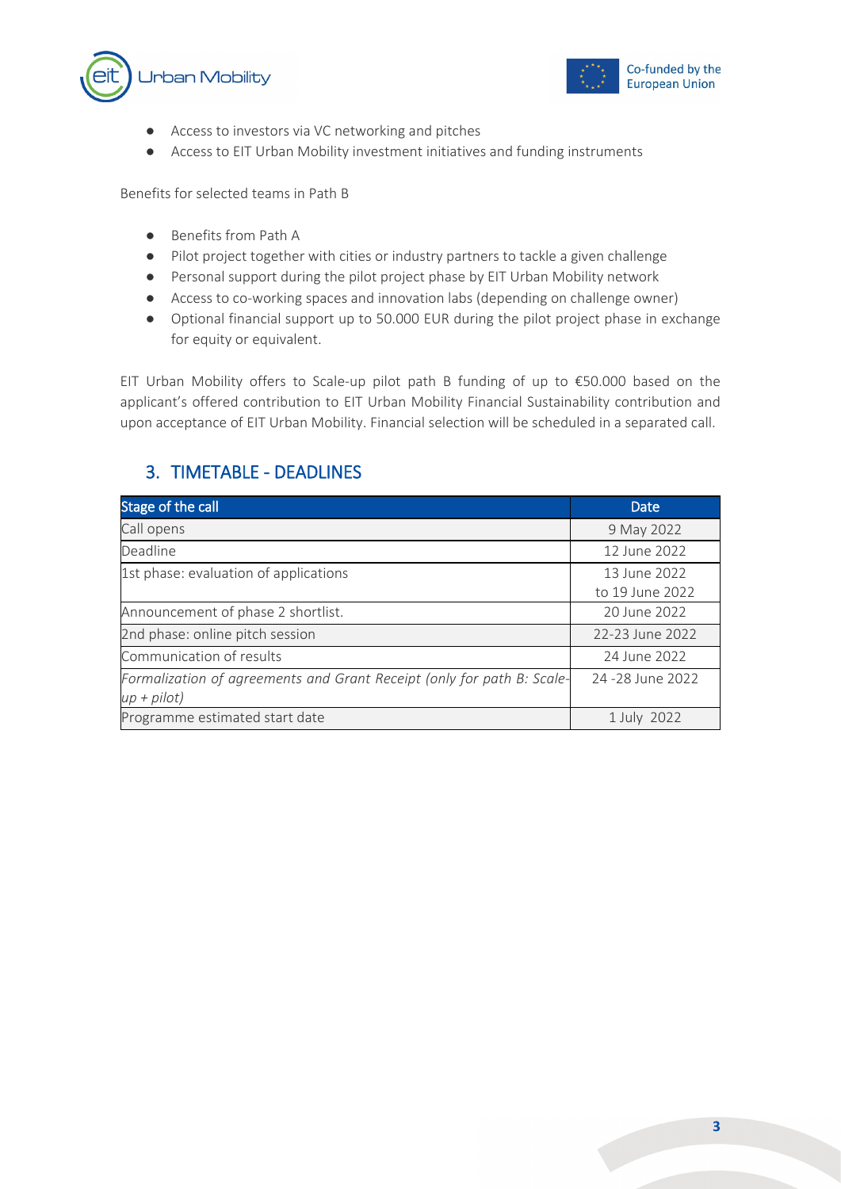- Access to investors via VC networking and pitches
- Access to EIT Urban Mobility investment initiatives and funding instruments

Benefits for selected teams in Path B

- Benefits from Path A
- Pilot project together with cities or industry partners to tackle a given challenge
- Personal support during the pilot project phase by EIT Urban Mobility network
- Access to co-working spaces and innovation labs (depending on challenge owner)
- Optional financial support up to 50.000 EUR during the pilot project phase in exchange for equity or equivalent.

EIT Urban Mobility offers to Scale-up pilot path B funding of up to €50.000 based on the applicant's offered contribution to EIT Urban Mobility Financial Sustainability contribution and upon acceptance of EIT Urban Mobility. Financial selection will be scheduled in a separated call.

## 3. TIMETABLE - DEADLINES

| Stage of the call | Date |
|---|---|
| Call opens | 9 May 2022 |
| Deadline | 12 June 2022 |
| 1st phase: evaluation of applications | 13 June 2022 to 19 June 2022 |
| Announcement of phase 2 shortlist. | 20 June 2022 |
| 2nd phase: online pitch session | 22-23 June 2022 |
| Communication of results | 24 June 2022 |
| *Formalization of agreements and Grant Receipt (only for path B: Scale-up + pilot)* | 24 -28 June 2022 |
| Programme estimated start date | 1 July 2022 |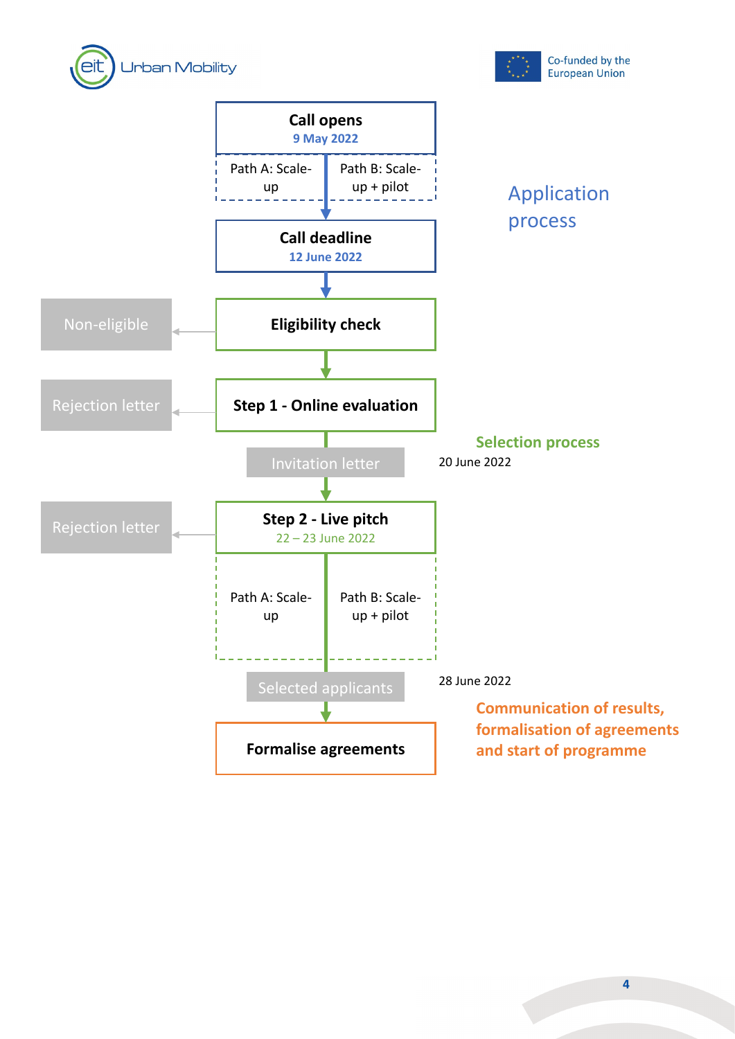## Application process

**Call opens**
9 May 2022

- Path A: Scale-up
- Path B: Scale-up + pilot

**Call deadline**
12 June 2022

## Selection process

**Eligibility check** → Non-eligible

**Step 1 - Online evaluation** → Rejection letter

Invitation letter — 20 June 2022

**Step 2 - Live pitch**
22 – 23 June 2022
→ Rejection letter

- Path A: Scale-up
- Path B: Scale-up + pilot

Selected applicants — 28 June 2022

## Communication of results, formalisation of agreements and start of programme

**Formalise agreements**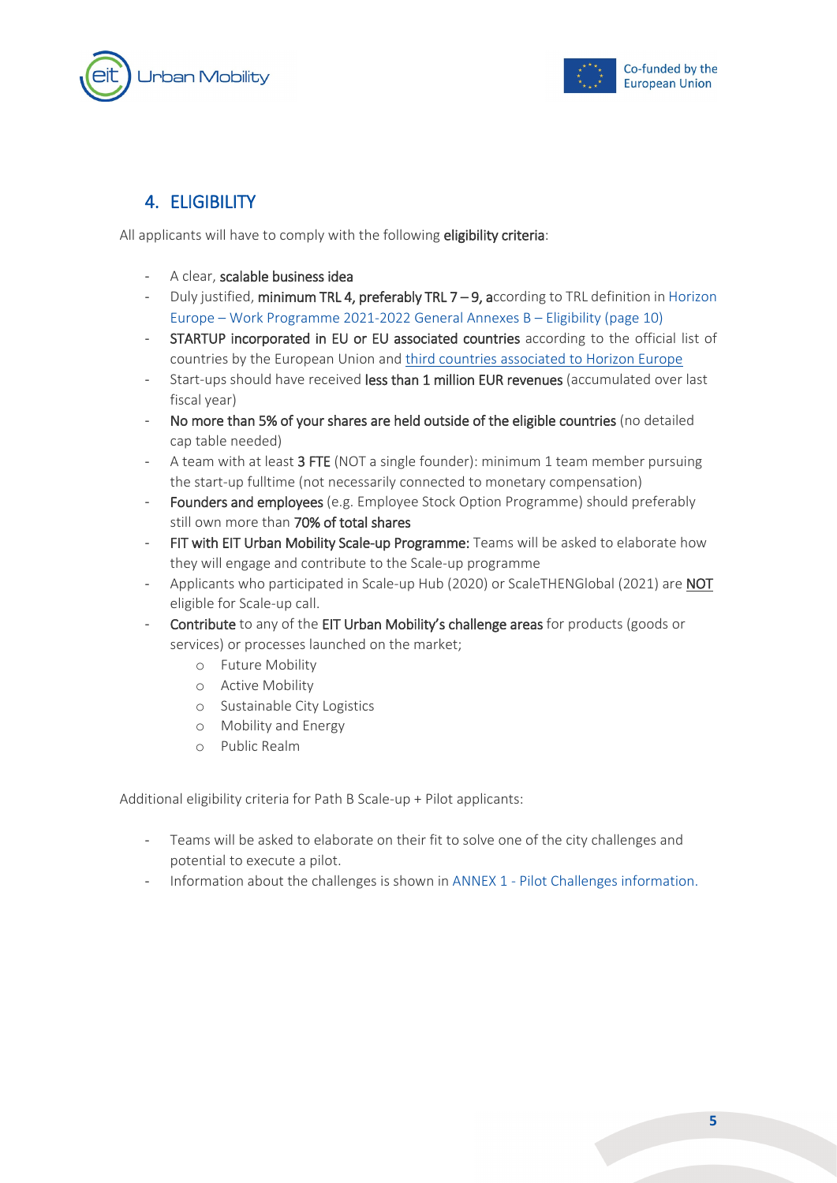## 4. ELIGIBILITY

All applicants will have to comply with the following **eligibility criteria**:

- A clear, **scalable business idea**
- Duly justified, **minimum TRL 4, preferably TRL 7 – 9, a**ccording to TRL definition in Horizon Europe – Work Programme 2021-2022 General Annexes B – Eligibility (page 10)
- **STARTUP incorporated in EU or EU associated countries** according to the official list of countries by the European Union and third countries associated to Horizon Europe
- Start-ups should have received **less than 1 million EUR revenues** (accumulated over last fiscal year)
- **No more than 5% of your shares are held outside of the eligible countries** (no detailed cap table needed)
- A team with at least **3 FTE** (NOT a single founder): minimum 1 team member pursuing the start-up fulltime (not necessarily connected to monetary compensation)
- **Founders and employees** (e.g. Employee Stock Option Programme) should preferably still own more than **70% of total shares**
- **FIT with EIT Urban Mobility Scale-up Programme:** Teams will be asked to elaborate how they will engage and contribute to the Scale-up programme
- Applicants who participated in Scale-up Hub (2020) or ScaleTHENGlobal (2021) are **NOT** eligible for Scale-up call.
- **Contribute** to any of the **EIT Urban Mobility's challenge areas** for products (goods or services) or processes launched on the market;
    - Future Mobility
    - Active Mobility
    - Sustainable City Logistics
    - Mobility and Energy
    - Public Realm

Additional eligibility criteria for Path B Scale-up + Pilot applicants:

- Teams will be asked to elaborate on their fit to solve one of the city challenges and potential to execute a pilot.
- Information about the challenges is shown in ANNEX 1 - Pilot Challenges information.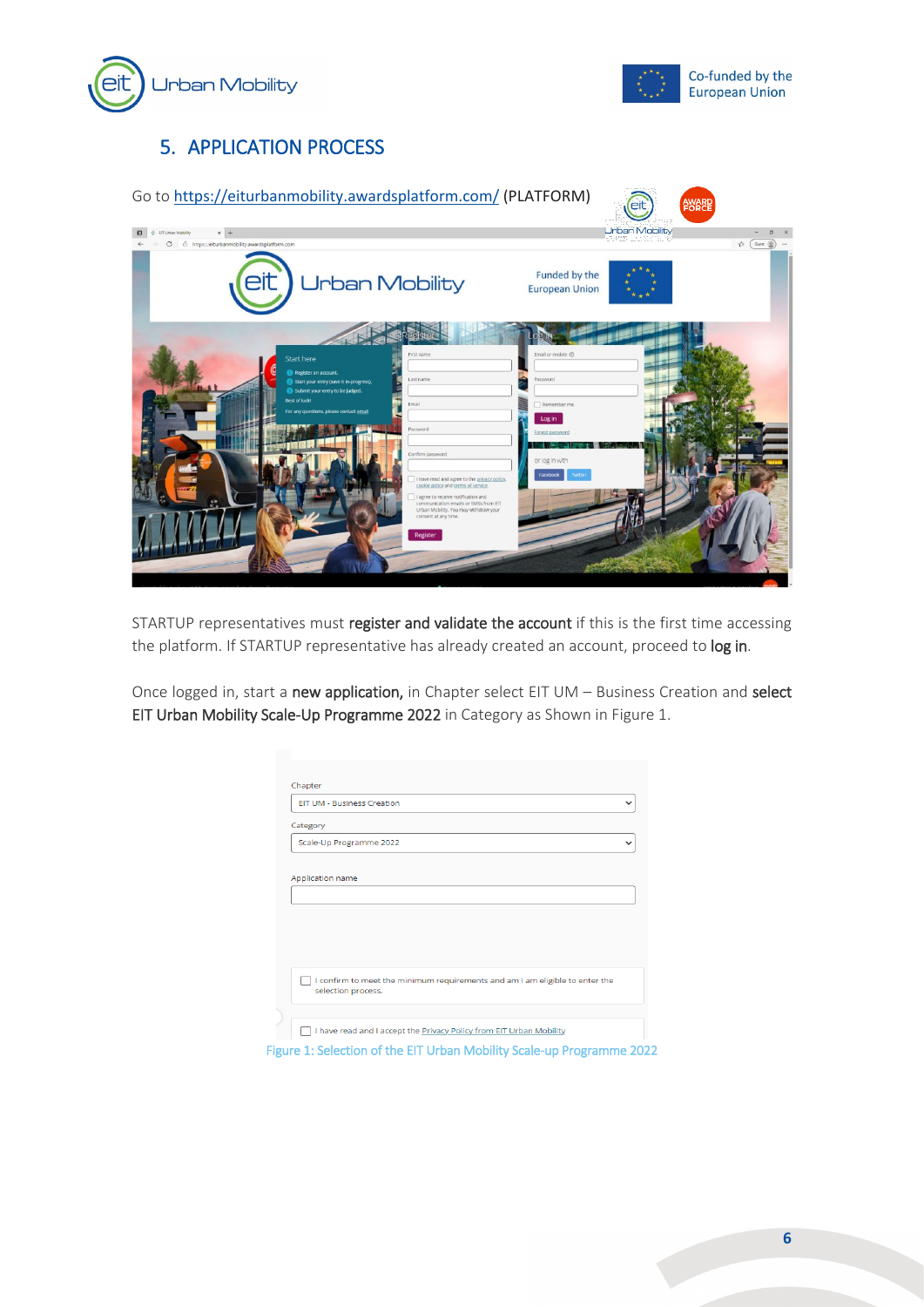## 5. APPLICATION PROCESS

Go to https://eiturbanmobility.awardsplatform.com/ (PLATFORM)

STARTUP representatives must **register and validate the account** if this is the first time accessing the platform. If STARTUP representative has already created an account, proceed to **log in**.

Once logged in, start a **new application,** in Chapter select EIT UM – Business Creation and **select EIT Urban Mobility Scale-Up Programme 2022** in Category as Shown in Figure 1.

Figure 1: Selection of the EIT Urban Mobility Scale-up Programme 2022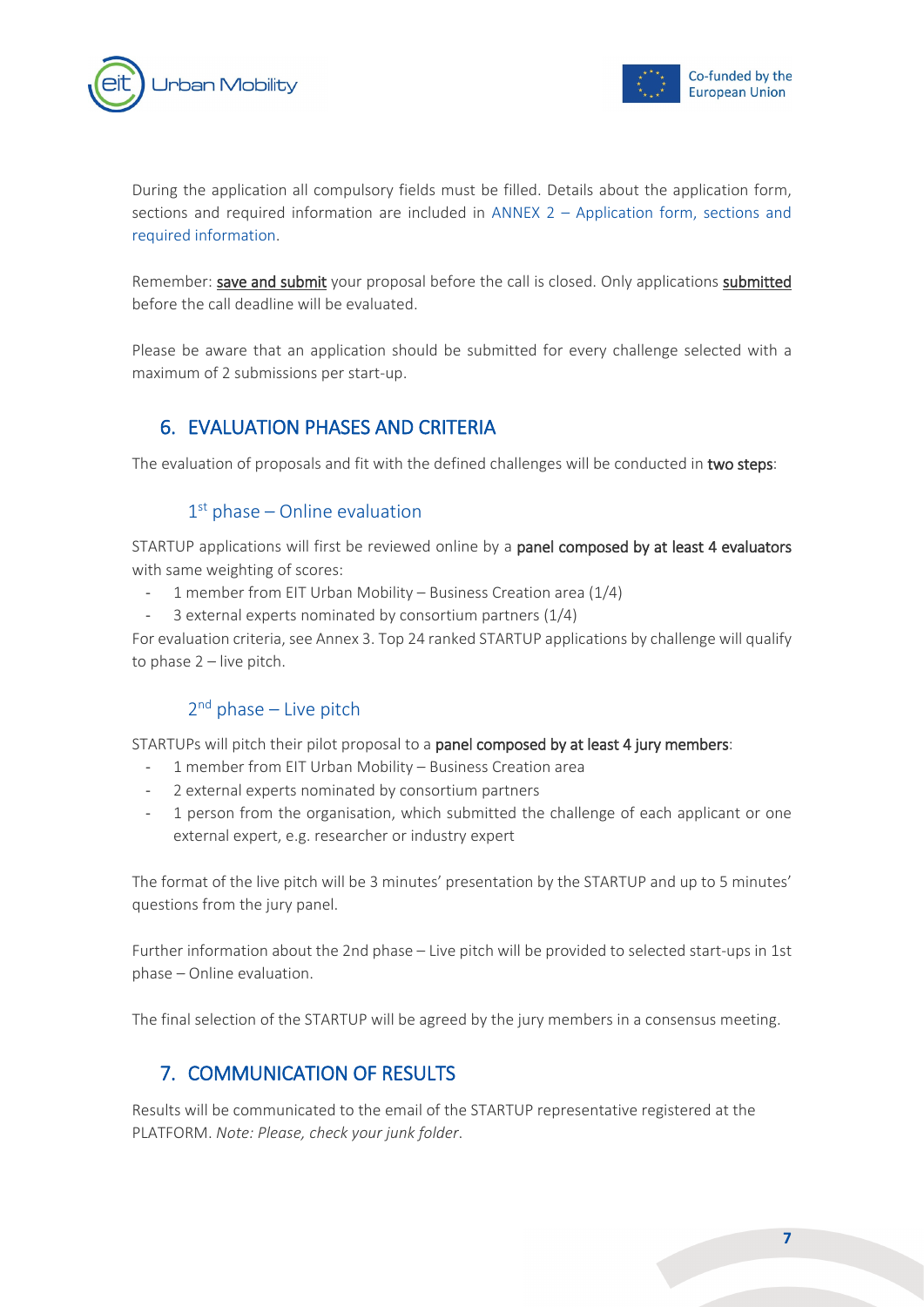During the application all compulsory fields must be filled. Details about the application form, sections and required information are included in ANNEX 2 – Application form, sections and required information.

Remember: save and submit your proposal before the call is closed. Only applications submitted before the call deadline will be evaluated.

Please be aware that an application should be submitted for every challenge selected with a maximum of 2 submissions per start-up.

## 6. EVALUATION PHASES AND CRITERIA

The evaluation of proposals and fit with the defined challenges will be conducted in **two steps**:

### 1st phase – Online evaluation

STARTUP applications will first be reviewed online by a **panel composed by at least 4 evaluators** with same weighting of scores:

- 1 member from EIT Urban Mobility – Business Creation area (1/4)
- 3 external experts nominated by consortium partners (1/4)

For evaluation criteria, see Annex 3. Top 24 ranked STARTUP applications by challenge will qualify to phase 2 – live pitch.

### 2nd phase – Live pitch

STARTUPs will pitch their pilot proposal to a **panel composed by at least 4 jury members**:

- 1 member from EIT Urban Mobility – Business Creation area
- 2 external experts nominated by consortium partners
- 1 person from the organisation, which submitted the challenge of each applicant or one external expert, e.g. researcher or industry expert

The format of the live pitch will be 3 minutes' presentation by the STARTUP and up to 5 minutes' questions from the jury panel.

Further information about the 2nd phase – Live pitch will be provided to selected start-ups in 1st phase – Online evaluation.

The final selection of the STARTUP will be agreed by the jury members in a consensus meeting.

## 7. COMMUNICATION OF RESULTS

Results will be communicated to the email of the STARTUP representative registered at the PLATFORM. *Note: Please, check your junk folder*.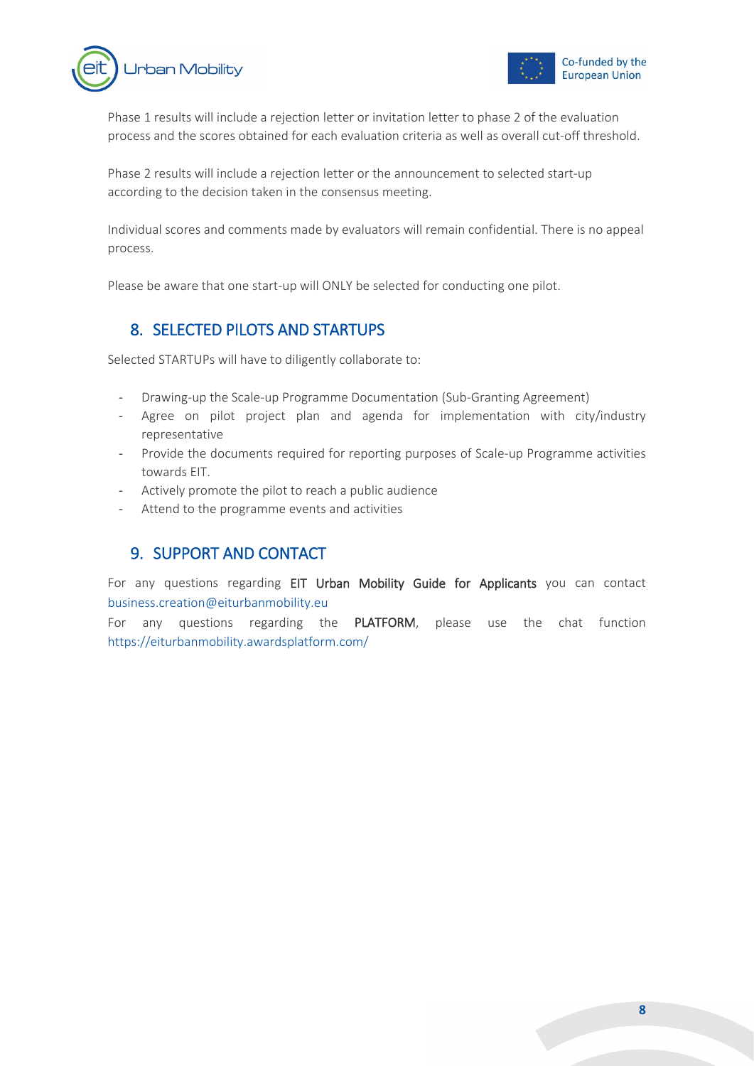Phase 1 results will include a rejection letter or invitation letter to phase 2 of the evaluation process and the scores obtained for each evaluation criteria as well as overall cut-off threshold.

Phase 2 results will include a rejection letter or the announcement to selected start-up according to the decision taken in the consensus meeting.

Individual scores and comments made by evaluators will remain confidential. There is no appeal process.

Please be aware that one start-up will ONLY be selected for conducting one pilot.

## 8. SELECTED PILOTS AND STARTUPS

Selected STARTUPs will have to diligently collaborate to:

- Drawing-up the Scale-up Programme Documentation (Sub-Granting Agreement)
- Agree on pilot project plan and agenda for implementation with city/industry representative
- Provide the documents required for reporting purposes of Scale-up Programme activities towards EIT.
- Actively promote the pilot to reach a public audience
- Attend to the programme events and activities

## 9. SUPPORT AND CONTACT

For any questions regarding **EIT Urban Mobility Guide for Applicants** you can contact business.creation@eiturbanmobility.eu

For any questions regarding the **PLATFORM**, please use the chat function https://eiturbanmobility.awardsplatform.com/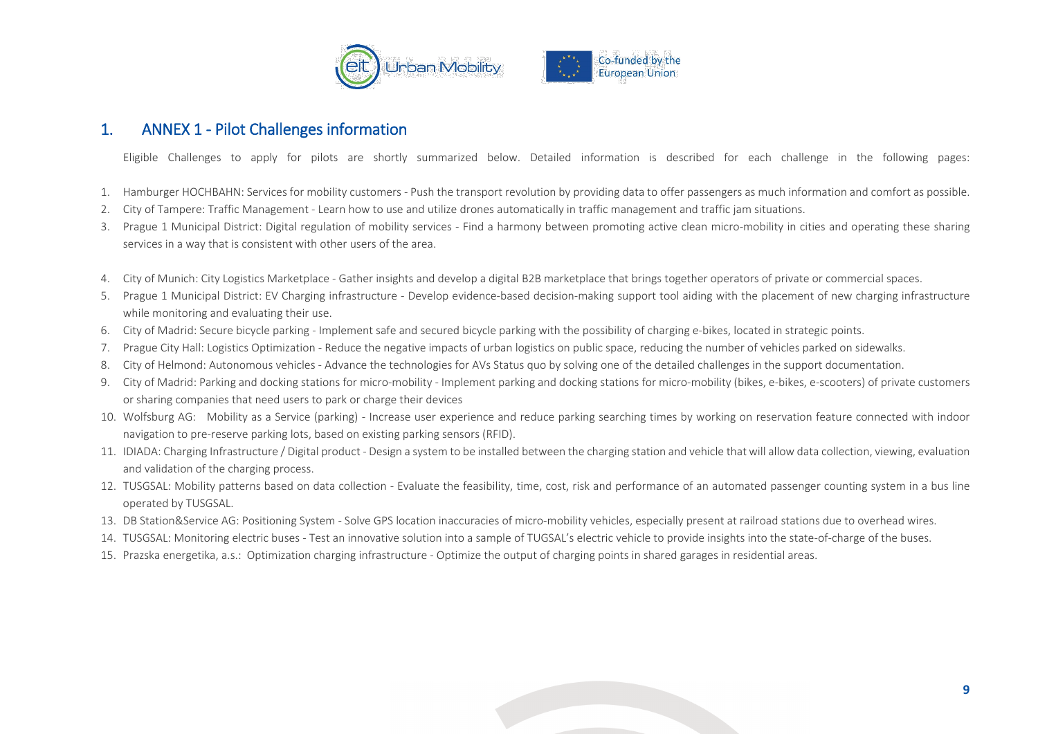# 1. ANNEX 1 - Pilot Challenges information

Eligible Challenges to apply for pilots are shortly summarized below. Detailed information is described for each challenge in the following pages:

1. Hamburger HOCHBAHN: Services for mobility customers - Push the transport revolution by providing data to offer passengers as much information and comfort as possible.
2. City of Tampere: Traffic Management - Learn how to use and utilize drones automatically in traffic management and traffic jam situations.
3. Prague 1 Municipal District: Digital regulation of mobility services - Find a harmony between promoting active clean micro-mobility in cities and operating these sharing services in a way that is consistent with other users of the area.
4. City of Munich: City Logistics Marketplace - Gather insights and develop a digital B2B marketplace that brings together operators of private or commercial spaces.
5. Prague 1 Municipal District: EV Charging infrastructure - Develop evidence-based decision-making support tool aiding with the placement of new charging infrastructure while monitoring and evaluating their use.
6. City of Madrid: Secure bicycle parking - Implement safe and secured bicycle parking with the possibility of charging e-bikes, located in strategic points.
7. Prague City Hall: Logistics Optimization - Reduce the negative impacts of urban logistics on public space, reducing the number of vehicles parked on sidewalks.
8. City of Helmond: Autonomous vehicles - Advance the technologies for AVs Status quo by solving one of the detailed challenges in the support documentation.
9. City of Madrid: Parking and docking stations for micro-mobility - Implement parking and docking stations for micro-mobility (bikes, e-bikes, e-scooters) of private customers or sharing companies that need users to park or charge their devices
10. Wolfsburg AG: Mobility as a Service (parking) - Increase user experience and reduce parking searching times by working on reservation feature connected with indoor navigation to pre-reserve parking lots, based on existing parking sensors (RFID).
11. IDIADA: Charging Infrastructure / Digital product - Design a system to be installed between the charging station and vehicle that will allow data collection, viewing, evaluation and validation of the charging process.
12. TUSGSAL: Mobility patterns based on data collection - Evaluate the feasibility, time, cost, risk and performance of an automated passenger counting system in a bus line operated by TUSGSAL.
13. DB Station&Service AG: Positioning System - Solve GPS location inaccuracies of micro-mobility vehicles, especially present at railroad stations due to overhead wires.
14. TUSGSAL: Monitoring electric buses - Test an innovative solution into a sample of TUGSAL's electric vehicle to provide insights into the state-of-charge of the buses.
15. Prazska energetika, a.s.: Optimization charging infrastructure - Optimize the output of charging points in shared garages in residential areas.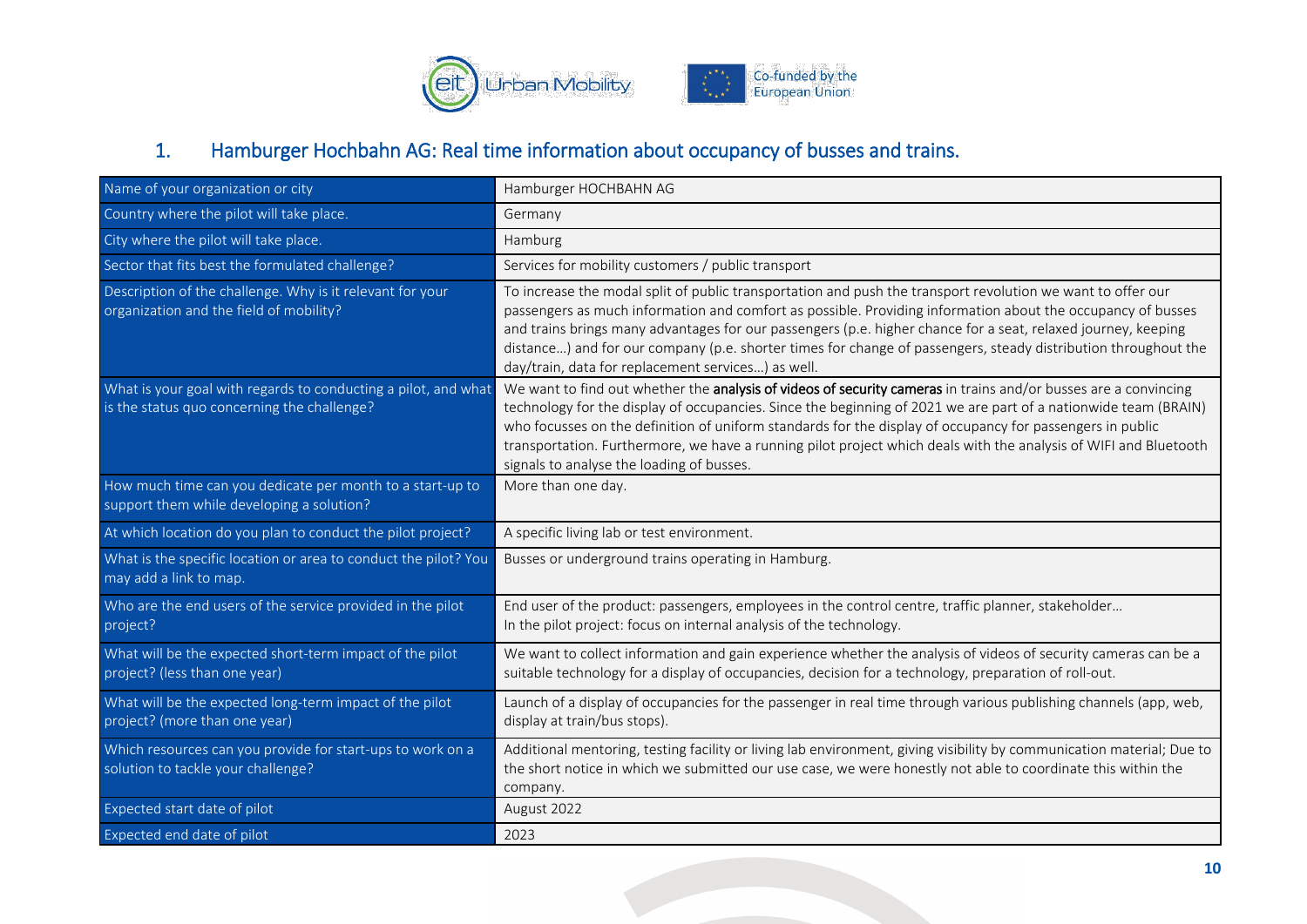## 1. Hamburger Hochbahn AG: Real time information about occupancy of busses and trains.

| Name of your organization or city | Hamburger HOCHBAHN AG |
|---|---|
| Country where the pilot will take place. | Germany |
| City where the pilot will take place. | Hamburg |
| Sector that fits best the formulated challenge? | Services for mobility customers / public transport |
| Description of the challenge. Why is it relevant for your organization and the field of mobility? | To increase the modal split of public transportation and push the transport revolution we want to offer our passengers as much information and comfort as possible. Providing information about the occupancy of busses and trains brings many advantages for our passengers (p.e. higher chance for a seat, relaxed journey, keeping distance…) and for our company (p.e. shorter times for change of passengers, steady distribution throughout the day/train, data for replacement services…) as well. |
| What is your goal with regards to conducting a pilot, and what is the status quo concerning the challenge? | We want to find out whether the **analysis of videos of security cameras** in trains and/or busses are a convincing technology for the display of occupancies. Since the beginning of 2021 we are part of a nationwide team (BRAIN) who focusses on the definition of uniform standards for the display of occupancy for passengers in public transportation. Furthermore, we have a running pilot project which deals with the analysis of WIFI and Bluetooth signals to analyse the loading of busses. |
| How much time can you dedicate per month to a start-up to support them while developing a solution? | More than one day. |
| At which location do you plan to conduct the pilot project? | A specific living lab or test environment. |
| What is the specific location or area to conduct the pilot? You may add a link to map. | Busses or underground trains operating in Hamburg. |
| Who are the end users of the service provided in the pilot project? | End user of the product: passengers, employees in the control centre, traffic planner, stakeholder…<br>In the pilot project: focus on internal analysis of the technology. |
| What will be the expected short-term impact of the pilot project? (less than one year) | We want to collect information and gain experience whether the analysis of videos of security cameras can be a suitable technology for a display of occupancies, decision for a technology, preparation of roll-out. |
| What will be the expected long-term impact of the pilot project? (more than one year) | Launch of a display of occupancies for the passenger in real time through various publishing channels (app, web, display at train/bus stops). |
| Which resources can you provide for start-ups to work on a solution to tackle your challenge? | Additional mentoring, testing facility or living lab environment, giving visibility by communication material; Due to the short notice in which we submitted our use case, we were honestly not able to coordinate this within the company. |
| Expected start date of pilot | August 2022 |
| Expected end date of pilot | 2023 |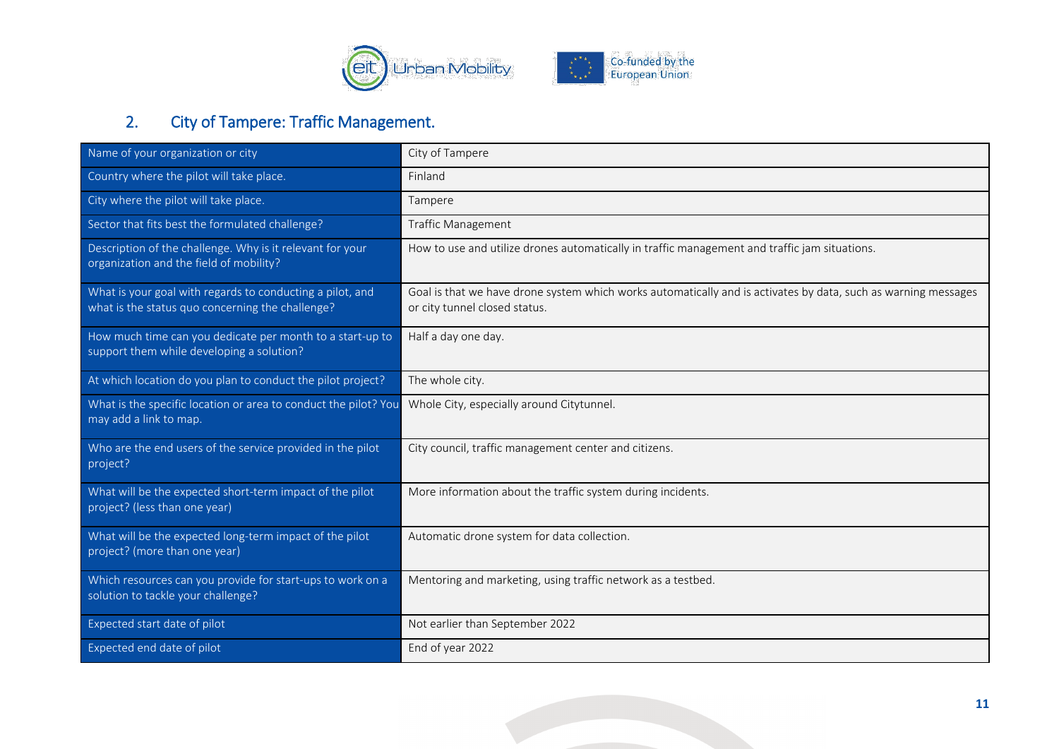## 2. City of Tampere: Traffic Management.

| | |
|---|---|
| Name of your organization or city | City of Tampere |
| Country where the pilot will take place. | Finland |
| City where the pilot will take place. | Tampere |
| Sector that fits best the formulated challenge? | Traffic Management |
| Description of the challenge. Why is it relevant for your organization and the field of mobility? | How to use and utilize drones automatically in traffic management and traffic jam situations. |
| What is your goal with regards to conducting a pilot, and what is the status quo concerning the challenge? | Goal is that we have drone system which works automatically and is activates by data, such as warning messages or city tunnel closed status. |
| How much time can you dedicate per month to a start-up to support them while developing a solution? | Half a day one day. |
| At which location do you plan to conduct the pilot project? | The whole city. |
| What is the specific location or area to conduct the pilot? You may add a link to map. | Whole City, especially around Citytunnel. |
| Who are the end users of the service provided in the pilot project? | City council, traffic management center and citizens. |
| What will be the expected short-term impact of the pilot project? (less than one year) | More information about the traffic system during incidents. |
| What will be the expected long-term impact of the pilot project? (more than one year) | Automatic drone system for data collection. |
| Which resources can you provide for start-ups to work on a solution to tackle your challenge? | Mentoring and marketing, using traffic network as a testbed. |
| Expected start date of pilot | Not earlier than September 2022 |
| Expected end date of pilot | End of year 2022 |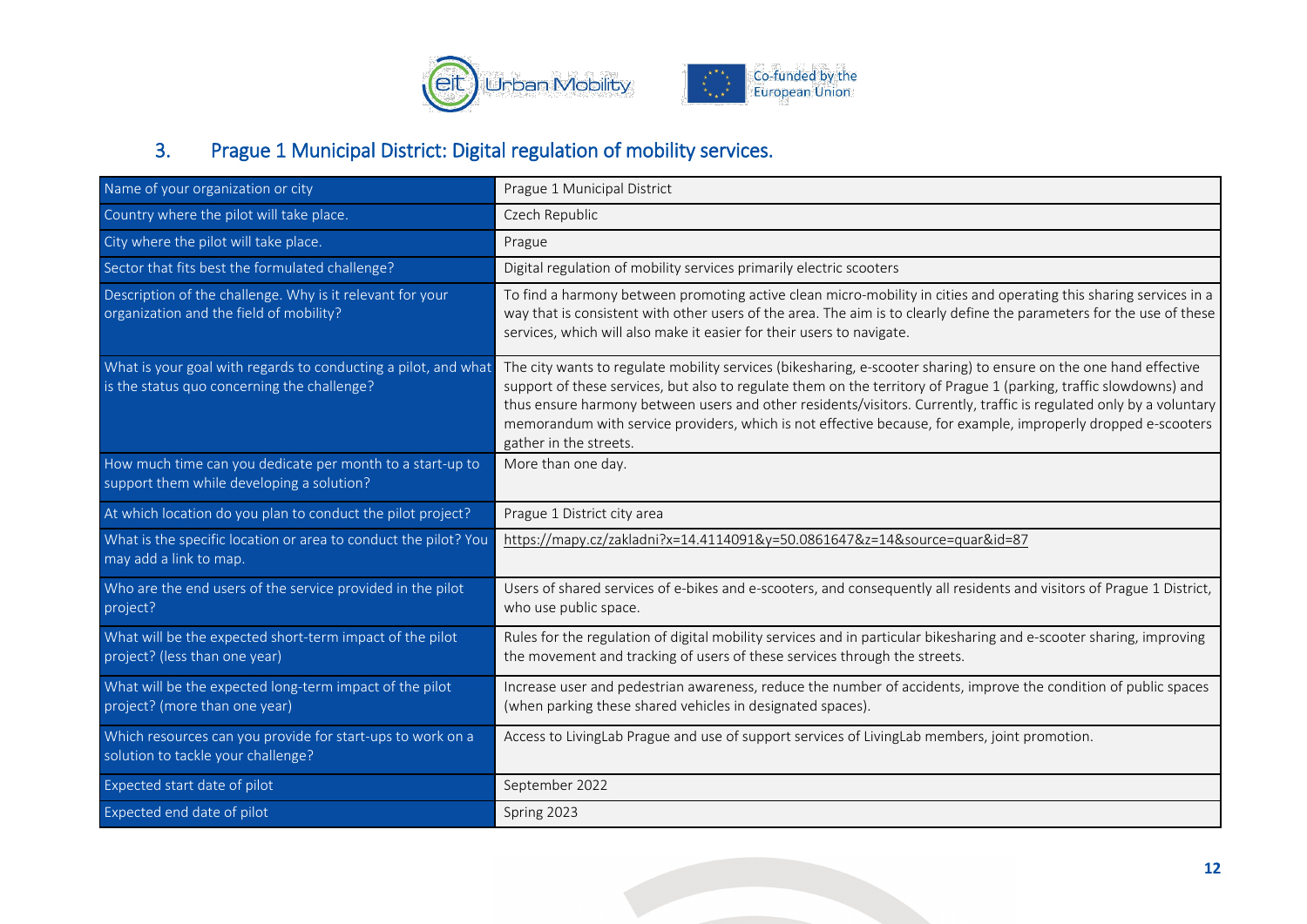## 3. Prague 1 Municipal District: Digital regulation of mobility services.

| Name of your organization or city | Prague 1 Municipal District |
|---|---|
| Country where the pilot will take place. | Czech Republic |
| City where the pilot will take place. | Prague |
| Sector that fits best the formulated challenge? | Digital regulation of mobility services primarily electric scooters |
| Description of the challenge. Why is it relevant for your organization and the field of mobility? | To find a harmony between promoting active clean micro-mobility in cities and operating this sharing services in a way that is consistent with other users of the area. The aim is to clearly define the parameters for the use of these services, which will also make it easier for their users to navigate. |
| What is your goal with regards to conducting a pilot, and what is the status quo concerning the challenge? | The city wants to regulate mobility services (bikesharing, e-scooter sharing) to ensure on the one hand effective support of these services, but also to regulate them on the territory of Prague 1 (parking, traffic slowdowns) and thus ensure harmony between users and other residents/visitors. Currently, traffic is regulated only by a voluntary memorandum with service providers, which is not effective because, for example, improperly dropped e-scooters gather in the streets. |
| How much time can you dedicate per month to a start-up to support them while developing a solution? | More than one day. |
| At which location do you plan to conduct the pilot project? | Prague 1 District city area |
| What is the specific location or area to conduct the pilot? You may add a link to map. | https://mapy.cz/zakladni?x=14.4114091&y=50.0861647&z=14&source=quar&id=87 |
| Who are the end users of the service provided in the pilot project? | Users of shared services of e-bikes and e-scooters, and consequently all residents and visitors of Prague 1 District, who use public space. |
| What will be the expected short-term impact of the pilot project? (less than one year) | Rules for the regulation of digital mobility services and in particular bikesharing and e-scooter sharing, improving the movement and tracking of users of these services through the streets. |
| What will be the expected long-term impact of the pilot project? (more than one year) | Increase user and pedestrian awareness, reduce the number of accidents, improve the condition of public spaces (when parking these shared vehicles in designated spaces). |
| Which resources can you provide for start-ups to work on a solution to tackle your challenge? | Access to LivingLab Prague and use of support services of LivingLab members, joint promotion. |
| Expected start date of pilot | September 2022 |
| Expected end date of pilot | Spring 2023 |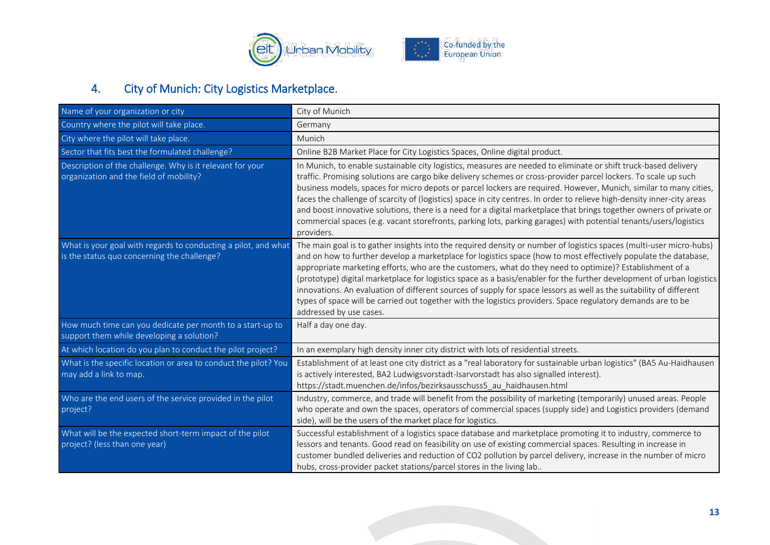## 4. City of Munich: City Logistics Marketplace.

| Name of your organization or city | City of Munich |
|---|---|
| Country where the pilot will take place. | Germany |
| City where the pilot will take place. | Munich |
| Sector that fits best the formulated challenge? | Online B2B Market Place for City Logistics Spaces, Online digital product. |
| Description of the challenge. Why is it relevant for your organization and the field of mobility? | In Munich, to enable sustainable city logistics, measures are needed to eliminate or shift truck-based delivery traffic. Promising solutions are cargo bike delivery schemes or cross-provider parcel lockers. To scale up such business models, spaces for micro depots or parcel lockers are required. However, Munich, similar to many cities, faces the challenge of scarcity of (logistics) space in city centres. In order to relieve high-density inner-city areas and boost innovative solutions, there is a need for a digital marketplace that brings together owners of private or commercial spaces (e.g. vacant storefronts, parking lots, parking garages) with potential tenants/users/logistics providers. |
| What is your goal with regards to conducting a pilot, and what is the status quo concerning the challenge? | The main goal is to gather insights into the required density or number of logistics spaces (multi-user micro-hubs) and on how to further develop a marketplace for logistics space (how to most effectively populate the database, appropriate marketing efforts, who are the customers, what do they need to optimize)? Establishment of a (prototype) digital marketplace for logistics space as a basis/enabler for the further development of urban logistics innovations. An evaluation of different sources of supply for space lessors as well as the suitability of different types of space will be carried out together with the logistics providers. Space regulatory demands are to be addressed by use cases. |
| How much time can you dedicate per month to a start-up to support them while developing a solution? | Half a day one day. |
| At which location do you plan to conduct the pilot project? | In an exemplary high density inner city district with lots of residential streets. |
| What is the specific location or area to conduct the pilot? You may add a link to map. | Establishment of at least one city district as a "real laboratory for sustainable urban logistics" (BA5 Au-Haidhausen is actively interested, BA2 Ludwigsvorstadt-Isarvorstadt has also signalled interest). https://stadt.muenchen.de/infos/bezirksausschuss5_au_haidhausen.html |
| Who are the end users of the service provided in the pilot project? | Industry, commerce, and trade will benefit from the possibility of marketing (temporarily) unused areas. People who operate and own the spaces, operators of commercial spaces (supply side) and Logistics providers (demand side), will be the users of the market place for logistics. |
| What will be the expected short-term impact of the pilot project? (less than one year) | Successful establishment of a logistics space database and marketplace promoting it to industry, commerce to lessors and tenants. Good read on feasibility on use of existing commercial spaces. Resulting in increase in customer bundled deliveries and reduction of $CO_2$ pollution by parcel delivery, increase in the number of micro hubs, cross-provider packet stations/parcel stores in the living lab.. |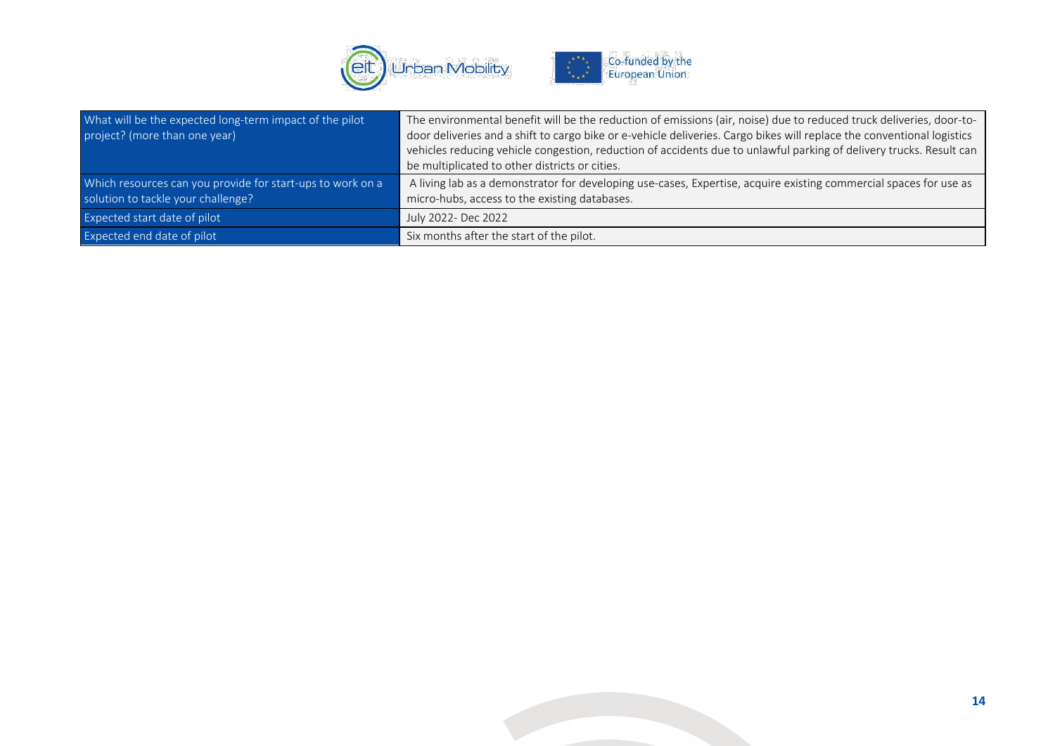| What will be the expected long-term impact of the pilot project? (more than one year) | The environmental benefit will be the reduction of emissions (air, noise) due to reduced truck deliveries, door-to-door deliveries and a shift to cargo bike or e-vehicle deliveries. Cargo bikes will replace the conventional logistics vehicles reducing vehicle congestion, reduction of accidents due to unlawful parking of delivery trucks. Result can be multiplicated to other districts or cities. |
|---|---|
| Which resources can you provide for start-ups to work on a solution to tackle your challenge? | A living lab as a demonstrator for developing use-cases, Expertise, acquire existing commercial spaces for use as micro-hubs, access to the existing databases. |
| Expected start date of pilot | July 2022- Dec 2022 |
| Expected end date of pilot | Six months after the start of the pilot. |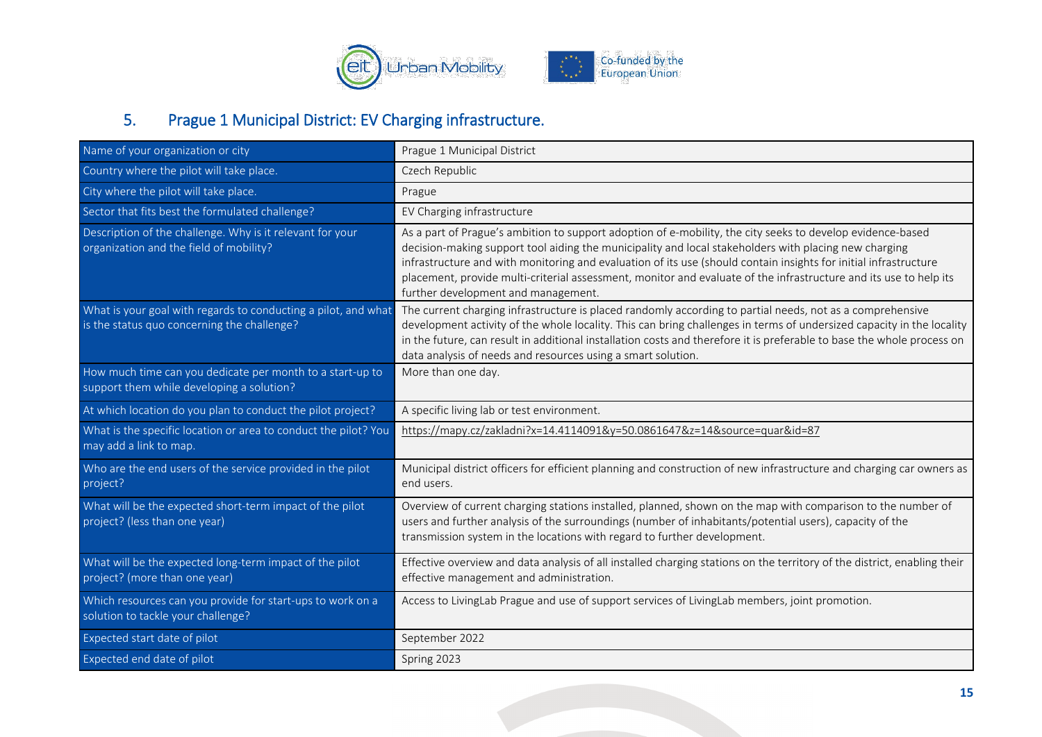## 5. Prague 1 Municipal District: EV Charging infrastructure.

| | |
|---|---|
| Name of your organization or city | Prague 1 Municipal District |
| Country where the pilot will take place. | Czech Republic |
| City where the pilot will take place. | Prague |
| Sector that fits best the formulated challenge? | EV Charging infrastructure |
| Description of the challenge. Why is it relevant for your organization and the field of mobility? | As a part of Prague's ambition to support adoption of e-mobility, the city seeks to develop evidence-based decision-making support tool aiding the municipality and local stakeholders with placing new charging infrastructure and with monitoring and evaluation of its use (should contain insights for initial infrastructure placement, provide multi-criterial assessment, monitor and evaluate of the infrastructure and its use to help its further development and management. |
| What is your goal with regards to conducting a pilot, and what is the status quo concerning the challenge? | The current charging infrastructure is placed randomly according to partial needs, not as a comprehensive development activity of the whole locality. This can bring challenges in terms of undersized capacity in the locality in the future, can result in additional installation costs and therefore it is preferable to base the whole process on data analysis of needs and resources using a smart solution. |
| How much time can you dedicate per month to a start-up to support them while developing a solution? | More than one day. |
| At which location do you plan to conduct the pilot project? | A specific living lab or test environment. |
| What is the specific location or area to conduct the pilot? You may add a link to map. | https://mapy.cz/zakladni?x=14.4114091&y=50.0861647&z=14&source=quar&id=87 |
| Who are the end users of the service provided in the pilot project? | Municipal district officers for efficient planning and construction of new infrastructure and charging car owners as end users. |
| What will be the expected short-term impact of the pilot project? (less than one year) | Overview of current charging stations installed, planned, shown on the map with comparison to the number of users and further analysis of the surroundings (number of inhabitants/potential users), capacity of the transmission system in the locations with regard to further development. |
| What will be the expected long-term impact of the pilot project? (more than one year) | Effective overview and data analysis of all installed charging stations on the territory of the district, enabling their effective management and administration. |
| Which resources can you provide for start-ups to work on a solution to tackle your challenge? | Access to LivingLab Prague and use of support services of LivingLab members, joint promotion. |
| Expected start date of pilot | September 2022 |
| Expected end date of pilot | Spring 2023 |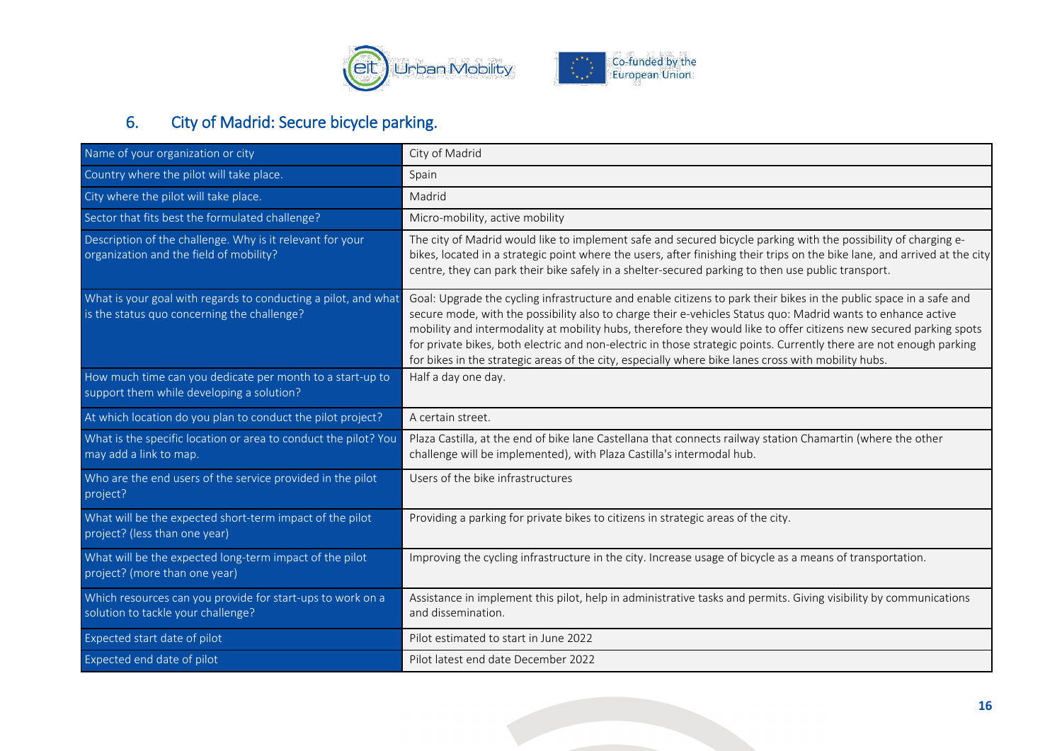## 6. City of Madrid: Secure bicycle parking.

| | |
|---|---|
| Name of your organization or city | City of Madrid |
| Country where the pilot will take place. | Spain |
| City where the pilot will take place. | Madrid |
| Sector that fits best the formulated challenge? | Micro-mobility, active mobility |
| Description of the challenge. Why is it relevant for your organization and the field of mobility? | The city of Madrid would like to implement safe and secured bicycle parking with the possibility of charging e-bikes, located in a strategic point where the users, after finishing their trips on the bike lane, and arrived at the city centre, they can park their bike safely in a shelter-secured parking to then use public transport. |
| What is your goal with regards to conducting a pilot, and what is the status quo concerning the challenge? | Goal: Upgrade the cycling infrastructure and enable citizens to park their bikes in the public space in a safe and secure mode, with the possibility also to charge their e-vehicles Status quo: Madrid wants to enhance active mobility and intermodality at mobility hubs, therefore they would like to offer citizens new secured parking spots for private bikes, both electric and non-electric in those strategic points. Currently there are not enough parking for bikes in the strategic areas of the city, especially where bike lanes cross with mobility hubs. |
| How much time can you dedicate per month to a start-up to support them while developing a solution? | Half a day one day. |
| At which location do you plan to conduct the pilot project? | A certain street. |
| What is the specific location or area to conduct the pilot? You may add a link to map. | Plaza Castilla, at the end of bike lane Castellana that connects railway station Chamartin (where the other challenge will be implemented), with Plaza Castilla's intermodal hub. |
| Who are the end users of the service provided in the pilot project? | Users of the bike infrastructures |
| What will be the expected short-term impact of the pilot project? (less than one year) | Providing a parking for private bikes to citizens in strategic areas of the city. |
| What will be the expected long-term impact of the pilot project? (more than one year) | Improving the cycling infrastructure in the city. Increase usage of bicycle as a means of transportation. |
| Which resources can you provide for start-ups to work on a solution to tackle your challenge? | Assistance in implement this pilot, help in administrative tasks and permits. Giving visibility by communications and dissemination. |
| Expected start date of pilot | Pilot estimated to start in June 2022 |
| Expected end date of pilot | Pilot latest end date December 2022 |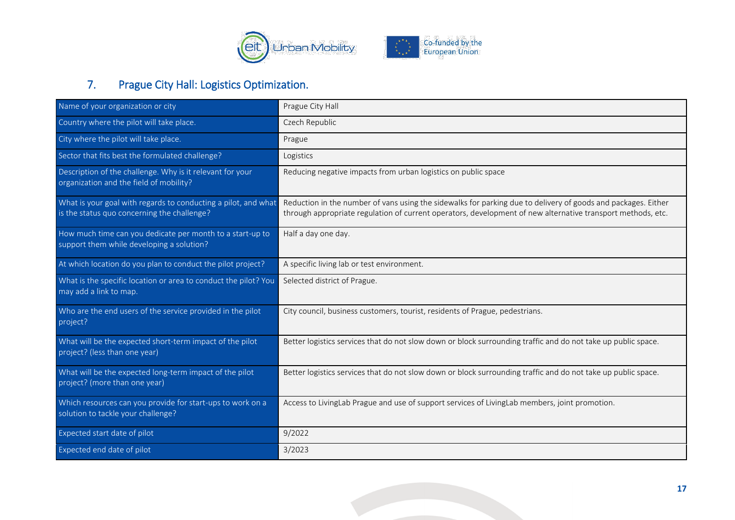## 7. Prague City Hall: Logistics Optimization.

| Name of your organization or city | Prague City Hall |
|---|---|
| Country where the pilot will take place. | Czech Republic |
| City where the pilot will take place. | Prague |
| Sector that fits best the formulated challenge? | Logistics |
| Description of the challenge. Why is it relevant for your organization and the field of mobility? | Reducing negative impacts from urban logistics on public space |
| What is your goal with regards to conducting a pilot, and what is the status quo concerning the challenge? | Reduction in the number of vans using the sidewalks for parking due to delivery of goods and packages. Either through appropriate regulation of current operators, development of new alternative transport methods, etc. |
| How much time can you dedicate per month to a start-up to support them while developing a solution? | Half a day one day. |
| At which location do you plan to conduct the pilot project? | A specific living lab or test environment. |
| What is the specific location or area to conduct the pilot? You may add a link to map. | Selected district of Prague. |
| Who are the end users of the service provided in the pilot project? | City council, business customers, tourist, residents of Prague, pedestrians. |
| What will be the expected short-term impact of the pilot project? (less than one year) | Better logistics services that do not slow down or block surrounding traffic and do not take up public space. |
| What will be the expected long-term impact of the pilot project? (more than one year) | Better logistics services that do not slow down or block surrounding traffic and do not take up public space. |
| Which resources can you provide for start-ups to work on a solution to tackle your challenge? | Access to LivingLab Prague and use of support services of LivingLab members, joint promotion. |
| Expected start date of pilot | 9/2022 |
| Expected end date of pilot | 3/2023 |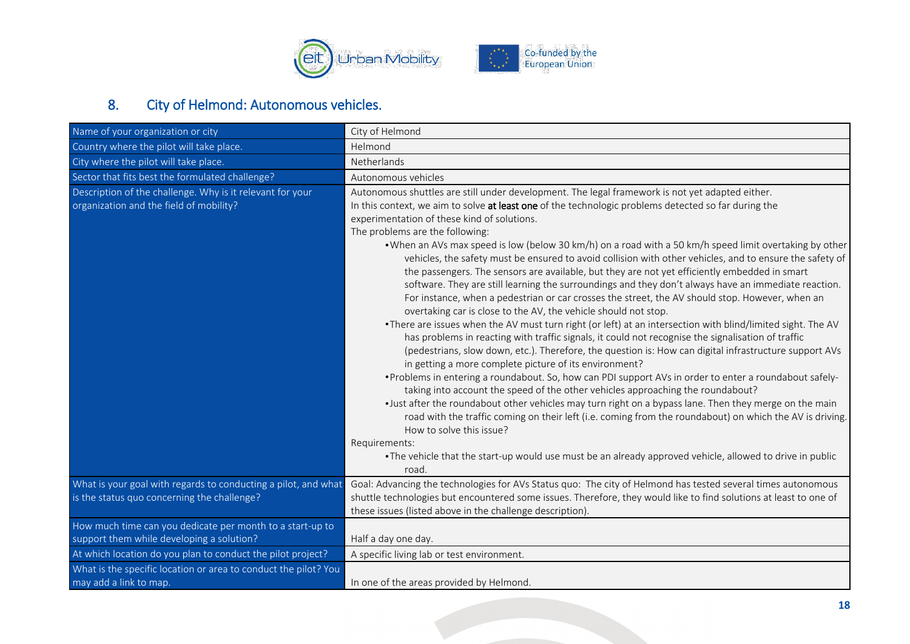## 8. City of Helmond: Autonomous vehicles.

| Name of your organization or city | City of Helmond |
|---|---|
| Country where the pilot will take place. | Helmond |
| City where the pilot will take place. | Netherlands |
| Sector that fits best the formulated challenge? | Autonomous vehicles |
| Description of the challenge. Why is it relevant for your organization and the field of mobility? | Autonomous shuttles are still under development. The legal framework is not yet adapted either.<br>In this context, we aim to solve **at least one** of the technologic problems detected so far during the experimentation of these kind of solutions.<br>The problems are the following:<br>• When an AVs max speed is low (below 30 km/h) on a road with a 50 km/h speed limit overtaking by other vehicles, the safety must be ensured to avoid collision with other vehicles, and to ensure the safety of the passengers. The sensors are available, but they are not yet efficiently embedded in smart software. They are still learning the surroundings and they don't always have an immediate reaction. For instance, when a pedestrian or car crosses the street, the AV should stop. However, when an overtaking car is close to the AV, the vehicle should not stop.<br>• There are issues when the AV must turn right (or left) at an intersection with blind/limited sight. The AV has problems in reacting with traffic signals, it could not recognise the signalisation of traffic (pedestrians, slow down, etc.). Therefore, the question is: How can digital infrastructure support AVs in getting a more complete picture of its environment?<br>• Problems in entering a roundabout. So, how can PDI support AVs in order to enter a roundabout safely- taking into account the speed of the other vehicles approaching the roundabout?<br>• Just after the roundabout other vehicles may turn right on a bypass lane. Then they merge on the main road with the traffic coming on their left (i.e. coming from the roundabout) on which the AV is driving. How to solve this issue?<br>Requirements:<br>• The vehicle that the start-up would use must be an already approved vehicle, allowed to drive in public road. |
| What is your goal with regards to conducting a pilot, and what is the status quo concerning the challenge? | Goal: Advancing the technologies for AVs Status quo: The city of Helmond has tested several times autonomous shuttle technologies but encountered some issues. Therefore, they would like to find solutions at least to one of these issues (listed above in the challenge description). |
| How much time can you dedicate per month to a start-up to support them while developing a solution? | Half a day one day. |
| At which location do you plan to conduct the pilot project? | A specific living lab or test environment. |
| What is the specific location or area to conduct the pilot? You may add a link to map. | In one of the areas provided by Helmond. |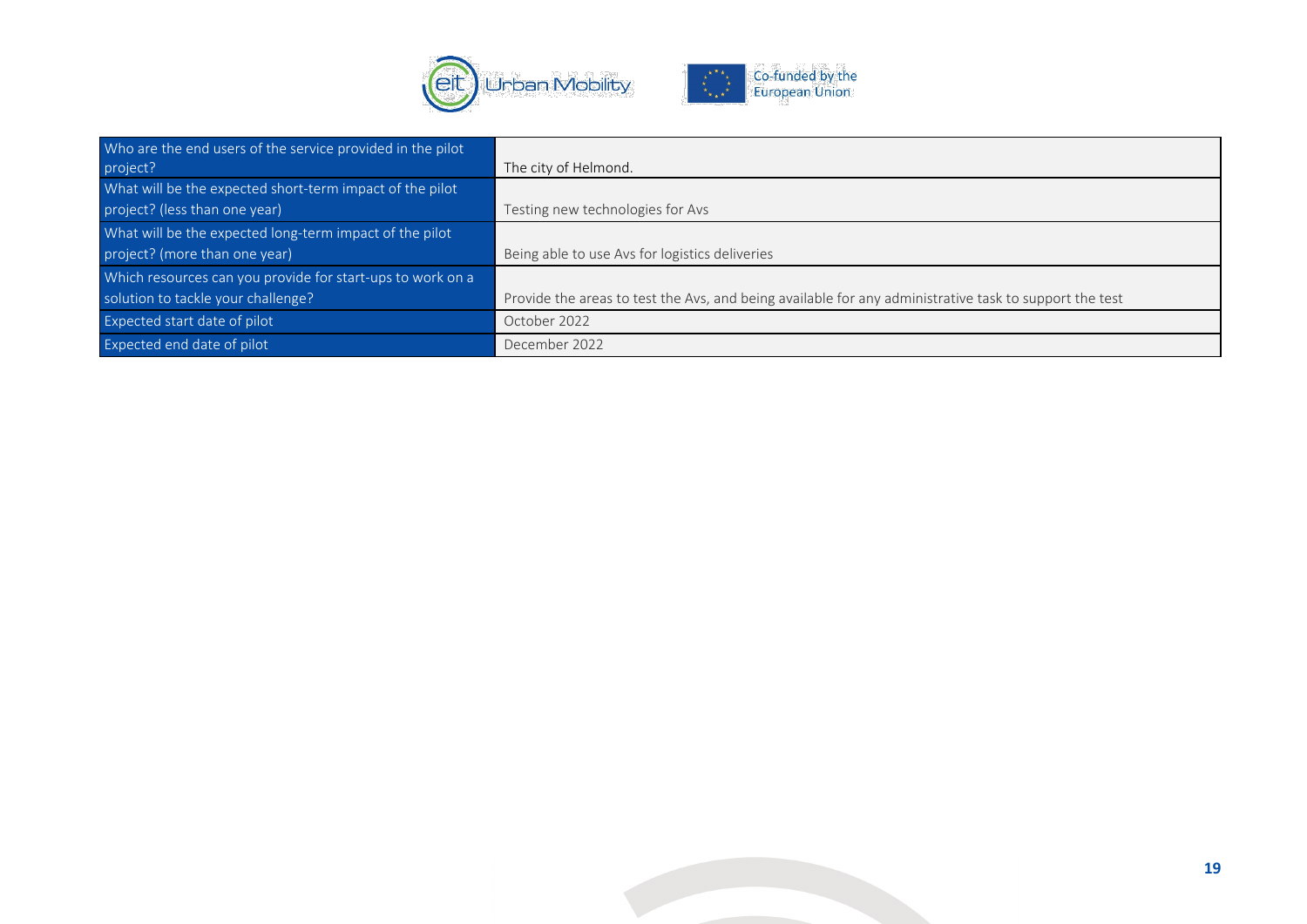| Who are the end users of the service provided in the pilot project? | The city of Helmond. |
|---|---|
| What will be the expected short-term impact of the pilot project? (less than one year) | Testing new technologies for Avs |
| What will be the expected long-term impact of the pilot project? (more than one year) | Being able to use Avs for logistics deliveries |
| Which resources can you provide for start-ups to work on a solution to tackle your challenge? | Provide the areas to test the Avs, and being available for any administrative task to support the test |
| Expected start date of pilot | October 2022 |
| Expected end date of pilot | December 2022 |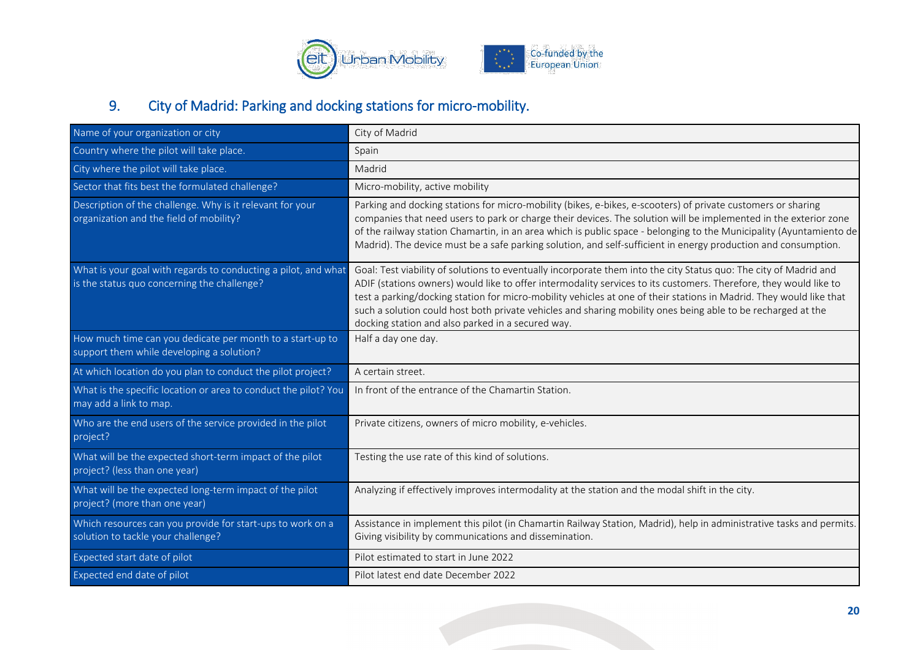## 9. City of Madrid: Parking and docking stations for micro-mobility.

| Name of your organization or city | City of Madrid |
| --- | --- |
| Country where the pilot will take place. | Spain |
| City where the pilot will take place. | Madrid |
| Sector that fits best the formulated challenge? | Micro-mobility, active mobility |
| Description of the challenge. Why is it relevant for your organization and the field of mobility? | Parking and docking stations for micro-mobility (bikes, e-bikes, e-scooters) of private customers or sharing companies that need users to park or charge their devices. The solution will be implemented in the exterior zone of the railway station Chamartin, in an area which is public space - belonging to the Municipality (Ayuntamiento de Madrid). The device must be a safe parking solution, and self-sufficient in energy production and consumption. |
| What is your goal with regards to conducting a pilot, and what is the status quo concerning the challenge? | Goal: Test viability of solutions to eventually incorporate them into the city Status quo: The city of Madrid and ADIF (stations owners) would like to offer intermodality services to its customers. Therefore, they would like to test a parking/docking station for micro-mobility vehicles at one of their stations in Madrid. They would like that such a solution could host both private vehicles and sharing mobility ones being able to be recharged at the docking station and also parked in a secured way. |
| How much time can you dedicate per month to a start-up to support them while developing a solution? | Half a day one day. |
| At which location do you plan to conduct the pilot project? | A certain street. |
| What is the specific location or area to conduct the pilot? You may add a link to map. | In front of the entrance of the Chamartin Station. |
| Who are the end users of the service provided in the pilot project? | Private citizens, owners of micro mobility, e-vehicles. |
| What will be the expected short-term impact of the pilot project? (less than one year) | Testing the use rate of this kind of solutions. |
| What will be the expected long-term impact of the pilot project? (more than one year) | Analyzing if effectively improves intermodality at the station and the modal shift in the city. |
| Which resources can you provide for start-ups to work on a solution to tackle your challenge? | Assistance in implement this pilot (in Chamartin Railway Station, Madrid), help in administrative tasks and permits. Giving visibility by communications and dissemination. |
| Expected start date of pilot | Pilot estimated to start in June 2022 |
| Expected end date of pilot | Pilot latest end date December 2022 |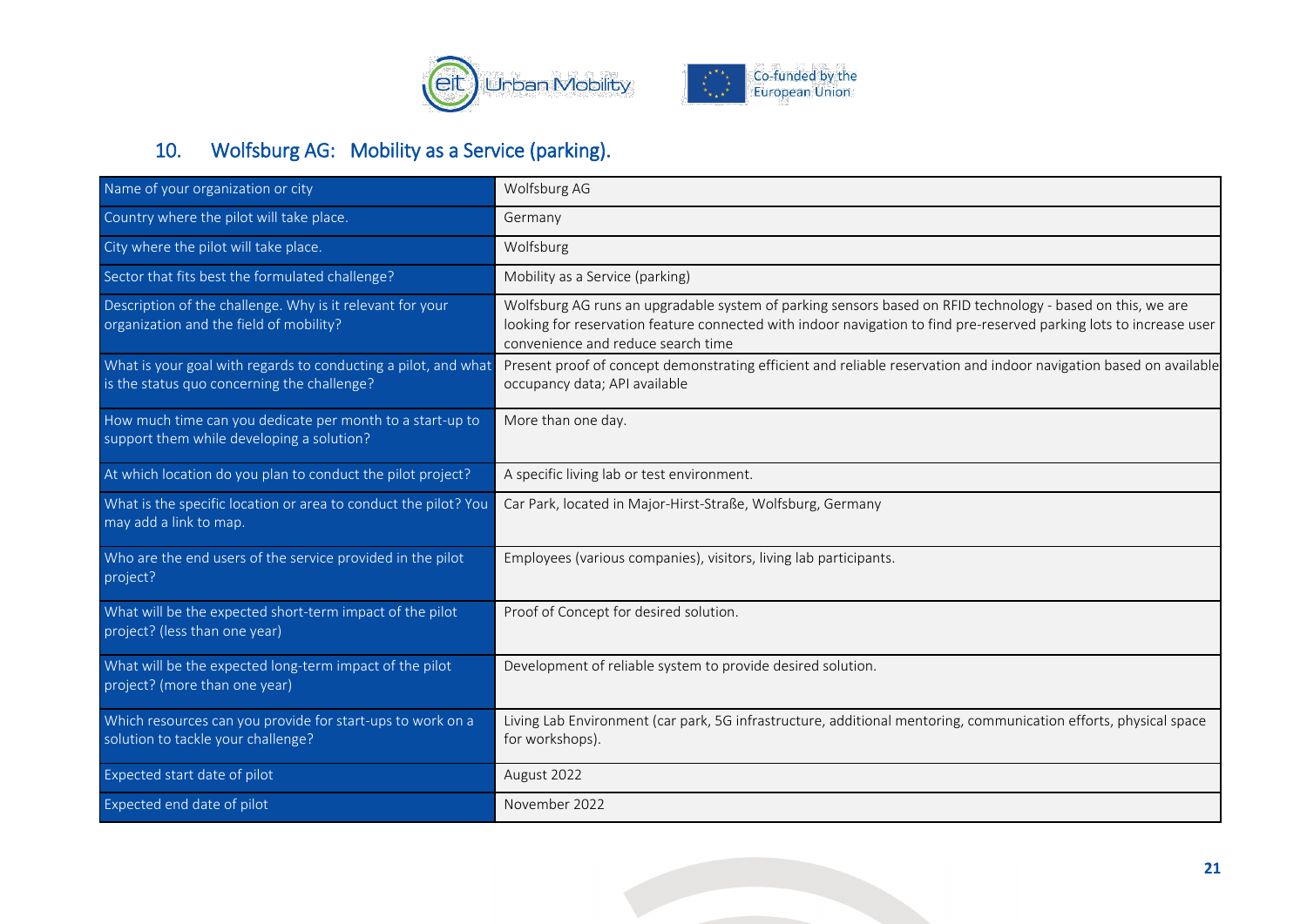## 10. Wolfsburg AG: Mobility as a Service (parking).

| Name of your organization or city | Wolfsburg AG |
|---|---|
| Country where the pilot will take place. | Germany |
| City where the pilot will take place. | Wolfsburg |
| Sector that fits best the formulated challenge? | Mobility as a Service (parking) |
| Description of the challenge. Why is it relevant for your organization and the field of mobility? | Wolfsburg AG runs an upgradable system of parking sensors based on RFID technology - based on this, we are looking for reservation feature connected with indoor navigation to find pre-reserved parking lots to increase user convenience and reduce search time |
| What is your goal with regards to conducting a pilot, and what is the status quo concerning the challenge? | Present proof of concept demonstrating efficient and reliable reservation and indoor navigation based on available occupancy data; API available |
| How much time can you dedicate per month to a start-up to support them while developing a solution? | More than one day. |
| At which location do you plan to conduct the pilot project? | A specific living lab or test environment. |
| What is the specific location or area to conduct the pilot? You may add a link to map. | Car Park, located in Major-Hirst-Straße, Wolfsburg, Germany |
| Who are the end users of the service provided in the pilot project? | Employees (various companies), visitors, living lab participants. |
| What will be the expected short-term impact of the pilot project? (less than one year) | Proof of Concept for desired solution. |
| What will be the expected long-term impact of the pilot project? (more than one year) | Development of reliable system to provide desired solution. |
| Which resources can you provide for start-ups to work on a solution to tackle your challenge? | Living Lab Environment (car park, 5G infrastructure, additional mentoring, communication efforts, physical space for workshops). |
| Expected start date of pilot | August 2022 |
| Expected end date of pilot | November 2022 |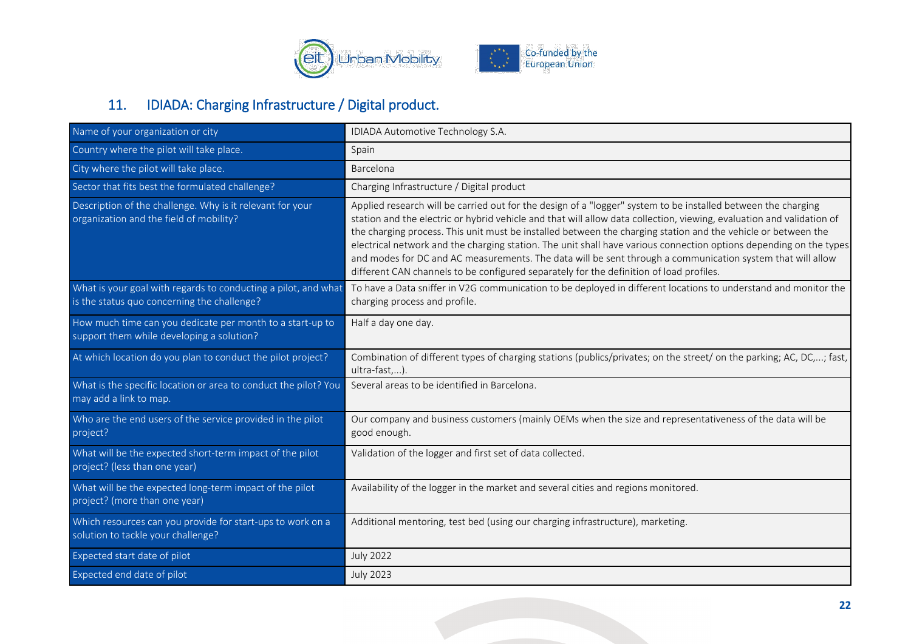## 11. IDIADA: Charging Infrastructure / Digital product.

| Name of your organization or city | IDIADA Automotive Technology S.A. |
|---|---|
| Country where the pilot will take place. | Spain |
| City where the pilot will take place. | Barcelona |
| Sector that fits best the formulated challenge? | Charging Infrastructure / Digital product |
| Description of the challenge. Why is it relevant for your organization and the field of mobility? | Applied research will be carried out for the design of a "logger" system to be installed between the charging station and the electric or hybrid vehicle and that will allow data collection, viewing, evaluation and validation of the charging process. This unit must be installed between the charging station and the vehicle or between the electrical network and the charging station. The unit shall have various connection options depending on the types and modes for DC and AC measurements. The data will be sent through a communication system that will allow different CAN channels to be configured separately for the definition of load profiles. |
| What is your goal with regards to conducting a pilot, and what is the status quo concerning the challenge? | To have a Data sniffer in V2G communication to be deployed in different locations to understand and monitor the charging process and profile. |
| How much time can you dedicate per month to a start-up to support them while developing a solution? | Half a day one day. |
| At which location do you plan to conduct the pilot project? | Combination of different types of charging stations (publics/privates; on the street/ on the parking; AC, DC,...; fast, ultra-fast,...). |
| What is the specific location or area to conduct the pilot? You may add a link to map. | Several areas to be identified in Barcelona. |
| Who are the end users of the service provided in the pilot project? | Our company and business customers (mainly OEMs when the size and representativeness of the data will be good enough. |
| What will be the expected short-term impact of the pilot project? (less than one year) | Validation of the logger and first set of data collected. |
| What will be the expected long-term impact of the pilot project? (more than one year) | Availability of the logger in the market and several cities and regions monitored. |
| Which resources can you provide for start-ups to work on a solution to tackle your challenge? | Additional mentoring, test bed (using our charging infrastructure), marketing. |
| Expected start date of pilot | July 2022 |
| Expected end date of pilot | July 2023 |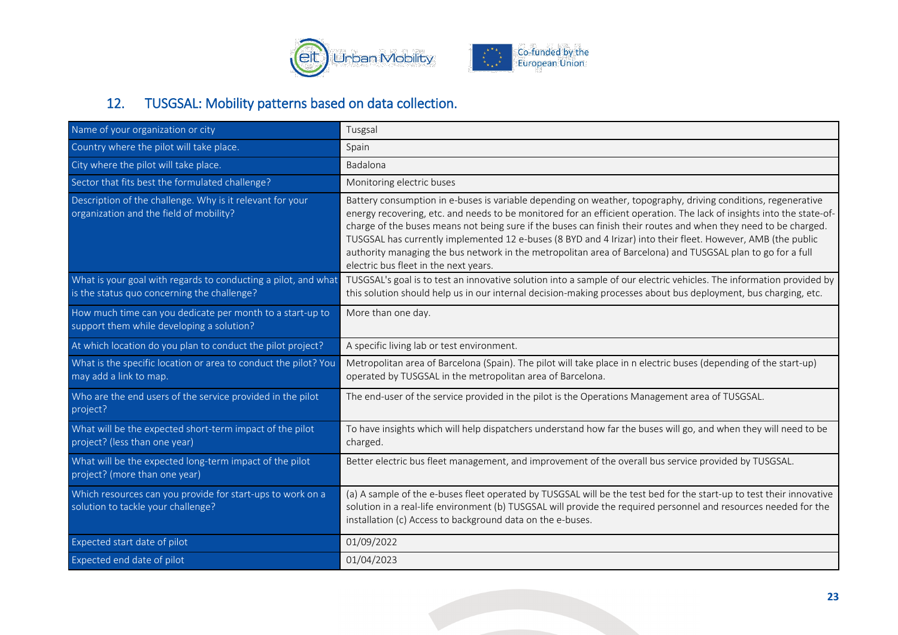## 12. TUSGSAL: Mobility patterns based on data collection.

| | |
|---|---|
| Name of your organization or city | Tusgsal |
| Country where the pilot will take place. | Spain |
| City where the pilot will take place. | Badalona |
| Sector that fits best the formulated challenge? | Monitoring electric buses |
| Description of the challenge. Why is it relevant for your organization and the field of mobility? | Battery consumption in e-buses is variable depending on weather, topography, driving conditions, regenerative energy recovering, etc. and needs to be monitored for an efficient operation. The lack of insights into the state-of-charge of the buses means not being sure if the buses can finish their routes and when they need to be charged. TUSGSAL has currently implemented 12 e-buses (8 BYD and 4 Irizar) into their fleet. However, AMB (the public authority managing the bus network in the metropolitan area of Barcelona) and TUSGSAL plan to go for a full electric bus fleet in the next years. |
| What is your goal with regards to conducting a pilot, and what is the status quo concerning the challenge? | TUSGSAL's goal is to test an innovative solution into a sample of our electric vehicles. The information provided by this solution should help us in our internal decision-making processes about bus deployment, bus charging, etc. |
| How much time can you dedicate per month to a start-up to support them while developing a solution? | More than one day. |
| At which location do you plan to conduct the pilot project? | A specific living lab or test environment. |
| What is the specific location or area to conduct the pilot? You may add a link to map. | Metropolitan area of Barcelona (Spain). The pilot will take place in n electric buses (depending of the start-up) operated by TUSGSAL in the metropolitan area of Barcelona. |
| Who are the end users of the service provided in the pilot project? | The end-user of the service provided in the pilot is the Operations Management area of TUSGSAL. |
| What will be the expected short-term impact of the pilot project? (less than one year) | To have insights which will help dispatchers understand how far the buses will go, and when they will need to be charged. |
| What will be the expected long-term impact of the pilot project? (more than one year) | Better electric bus fleet management, and improvement of the overall bus service provided by TUSGSAL. |
| Which resources can you provide for start-ups to work on a solution to tackle your challenge? | (a) A sample of the e-buses fleet operated by TUSGSAL will be the test bed for the start-up to test their innovative solution in a real-life environment (b) TUSGSAL will provide the required personnel and resources needed for the installation (c) Access to background data on the e-buses. |
| Expected start date of pilot | 01/09/2022 |
| Expected end date of pilot | 01/04/2023 |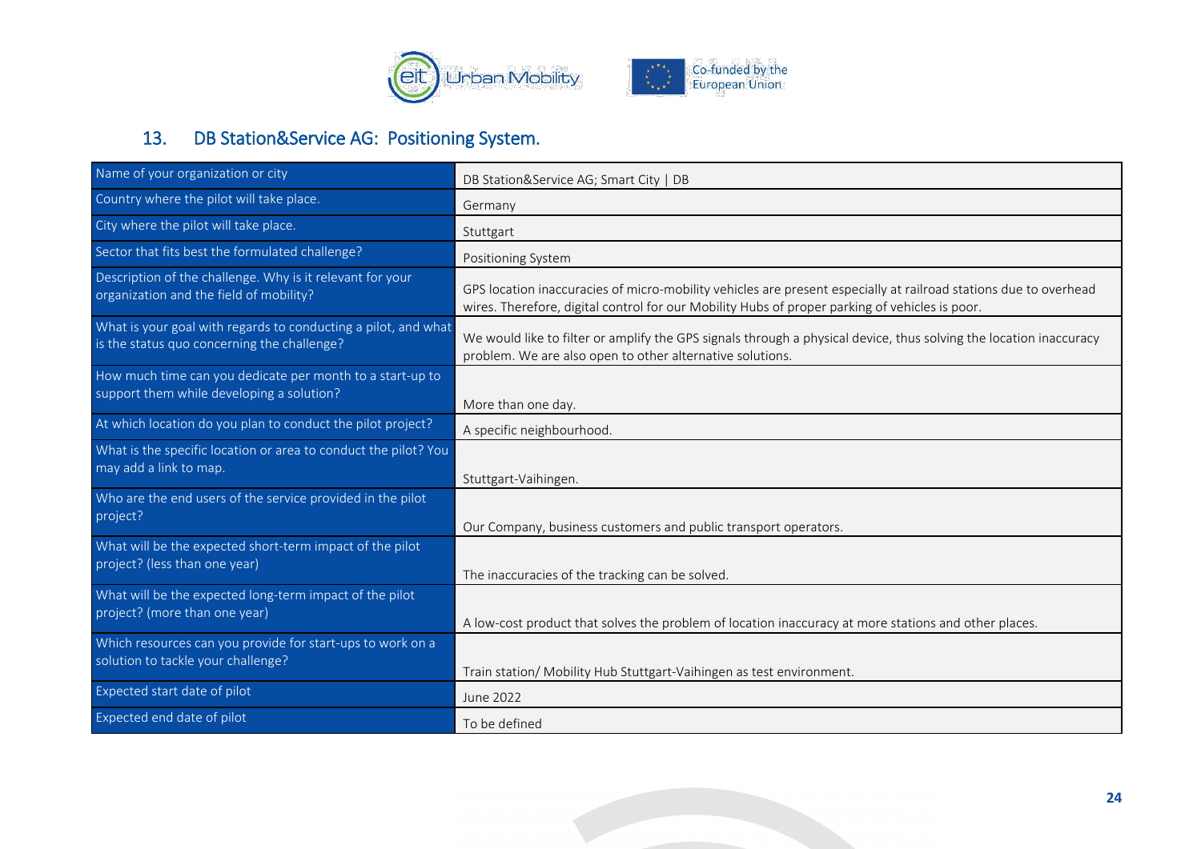## 13. DB Station&Service AG: Positioning System.

| Name of your organization or city | DB Station&Service AG; Smart City \| DB |
|---|---|
| Country where the pilot will take place. | Germany |
| City where the pilot will take place. | Stuttgart |
| Sector that fits best the formulated challenge? | Positioning System |
| Description of the challenge. Why is it relevant for your organization and the field of mobility? | GPS location inaccuracies of micro-mobility vehicles are present especially at railroad stations due to overhead wires. Therefore, digital control for our Mobility Hubs of proper parking of vehicles is poor. |
| What is your goal with regards to conducting a pilot, and what is the status quo concerning the challenge? | We would like to filter or amplify the GPS signals through a physical device, thus solving the location inaccuracy problem. We are also open to other alternative solutions. |
| How much time can you dedicate per month to a start-up to support them while developing a solution? | More than one day. |
| At which location do you plan to conduct the pilot project? | A specific neighbourhood. |
| What is the specific location or area to conduct the pilot? You may add a link to map. | Stuttgart-Vaihingen. |
| Who are the end users of the service provided in the pilot project? | Our Company, business customers and public transport operators. |
| What will be the expected short-term impact of the pilot project? (less than one year) | The inaccuracies of the tracking can be solved. |
| What will be the expected long-term impact of the pilot project? (more than one year) | A low-cost product that solves the problem of location inaccuracy at more stations and other places. |
| Which resources can you provide for start-ups to work on a solution to tackle your challenge? | Train station/ Mobility Hub Stuttgart-Vaihingen as test environment. |
| Expected start date of pilot | June 2022 |
| Expected end date of pilot | To be defined |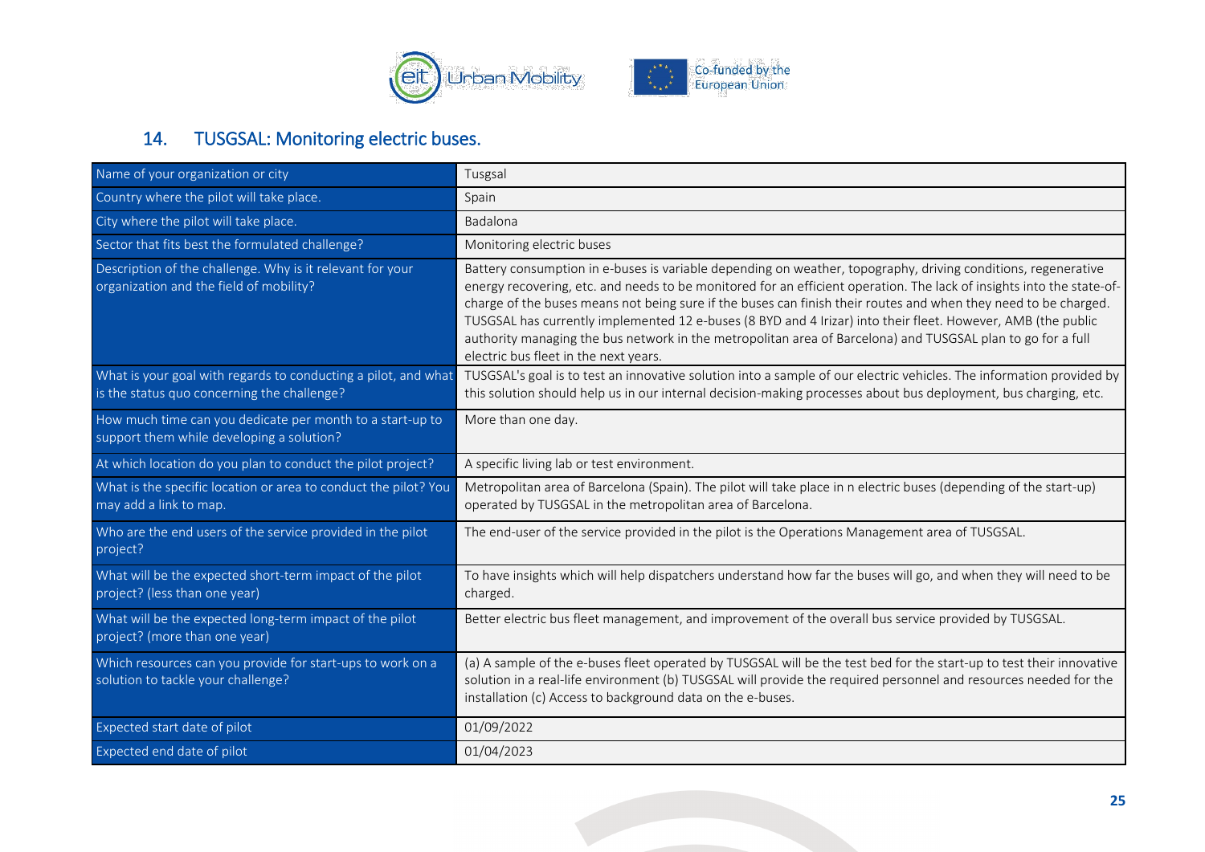## 14. TUSGSAL: Monitoring electric buses.

| Name of your organization or city | Tusgsal |
|---|---|
| Country where the pilot will take place. | Spain |
| City where the pilot will take place. | Badalona |
| Sector that fits best the formulated challenge? | Monitoring electric buses |
| Description of the challenge. Why is it relevant for your organization and the field of mobility? | Battery consumption in e-buses is variable depending on weather, topography, driving conditions, regenerative energy recovering, etc. and needs to be monitored for an efficient operation. The lack of insights into the state-of-charge of the buses means not being sure if the buses can finish their routes and when they need to be charged. TUSGSAL has currently implemented 12 e-buses (8 BYD and 4 Irizar) into their fleet. However, AMB (the public authority managing the bus network in the metropolitan area of Barcelona) and TUSGSAL plan to go for a full electric bus fleet in the next years. |
| What is your goal with regards to conducting a pilot, and what is the status quo concerning the challenge? | TUSGSAL's goal is to test an innovative solution into a sample of our electric vehicles. The information provided by this solution should help us in our internal decision-making processes about bus deployment, bus charging, etc. |
| How much time can you dedicate per month to a start-up to support them while developing a solution? | More than one day. |
| At which location do you plan to conduct the pilot project? | A specific living lab or test environment. |
| What is the specific location or area to conduct the pilot? You may add a link to map. | Metropolitan area of Barcelona (Spain). The pilot will take place in n electric buses (depending of the start-up) operated by TUSGSAL in the metropolitan area of Barcelona. |
| Who are the end users of the service provided in the pilot project? | The end-user of the service provided in the pilot is the Operations Management area of TUSGSAL. |
| What will be the expected short-term impact of the pilot project? (less than one year) | To have insights which will help dispatchers understand how far the buses will go, and when they will need to be charged. |
| What will be the expected long-term impact of the pilot project? (more than one year) | Better electric bus fleet management, and improvement of the overall bus service provided by TUSGSAL. |
| Which resources can you provide for start-ups to work on a solution to tackle your challenge? | (a) A sample of the e-buses fleet operated by TUSGSAL will be the test bed for the start-up to test their innovative solution in a real-life environment (b) TUSGSAL will provide the required personnel and resources needed for the installation (c) Access to background data on the e-buses. |
| Expected start date of pilot | 01/09/2022 |
| Expected end date of pilot | 01/04/2023 |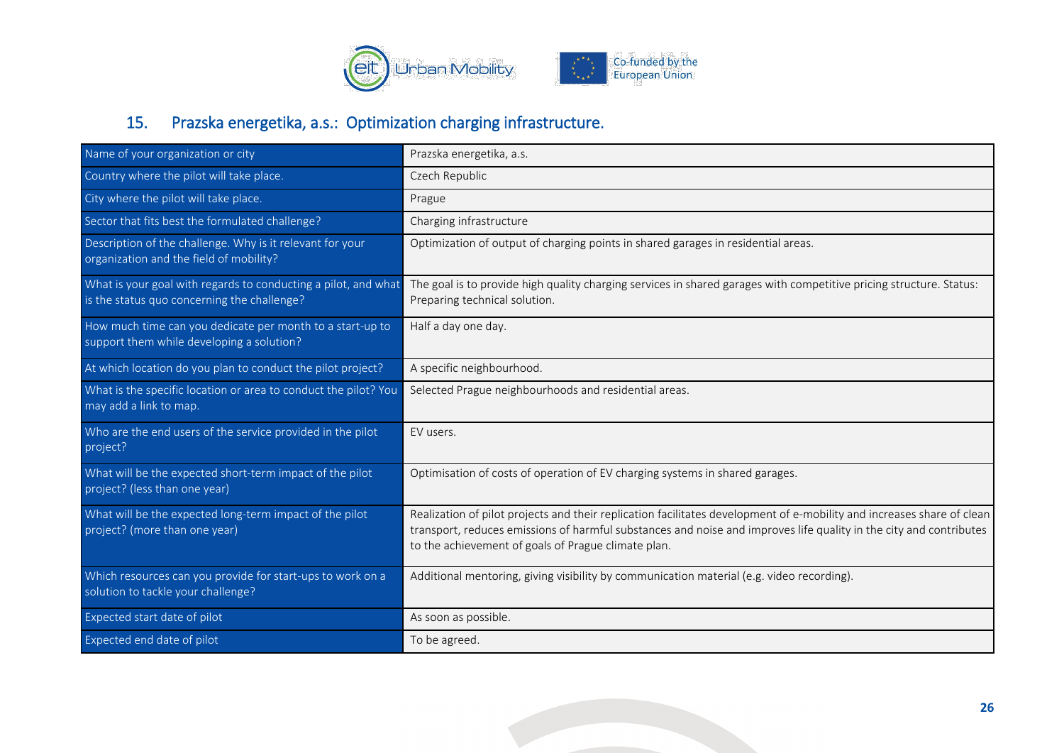## 15. Prazska energetika, a.s.: Optimization charging infrastructure.

| Name of your organization or city | Prazska energetika, a.s. |
|---|---|
| Country where the pilot will take place. | Czech Republic |
| City where the pilot will take place. | Prague |
| Sector that fits best the formulated challenge? | Charging infrastructure |
| Description of the challenge. Why is it relevant for your organization and the field of mobility? | Optimization of output of charging points in shared garages in residential areas. |
| What is your goal with regards to conducting a pilot, and what is the status quo concerning the challenge? | The goal is to provide high quality charging services in shared garages with competitive pricing structure. Status: Preparing technical solution. |
| How much time can you dedicate per month to a start-up to support them while developing a solution? | Half a day one day. |
| At which location do you plan to conduct the pilot project? | A specific neighbourhood. |
| What is the specific location or area to conduct the pilot? You may add a link to map. | Selected Prague neighbourhoods and residential areas. |
| Who are the end users of the service provided in the pilot project? | EV users. |
| What will be the expected short-term impact of the pilot project? (less than one year) | Optimisation of costs of operation of EV charging systems in shared garages. |
| What will be the expected long-term impact of the pilot project? (more than one year) | Realization of pilot projects and their replication facilitates development of e-mobility and increases share of clean transport, reduces emissions of harmful substances and noise and improves life quality in the city and contributes to the achievement of goals of Prague climate plan. |
| Which resources can you provide for start-ups to work on a solution to tackle your challenge? | Additional mentoring, giving visibility by communication material (e.g. video recording). |
| Expected start date of pilot | As soon as possible. |
| Expected end date of pilot | To be agreed. |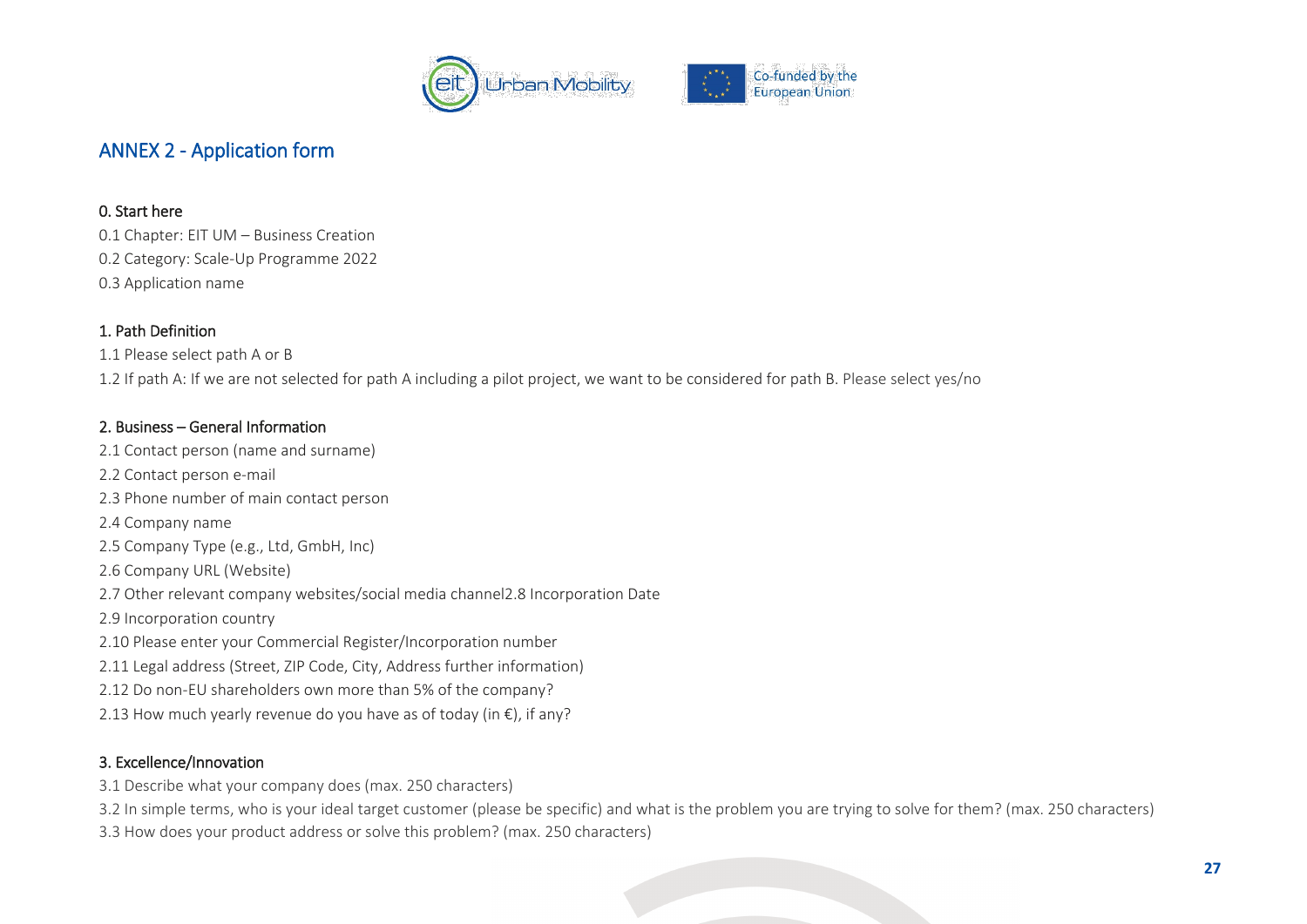## ANNEX 2 - Application form

### 0. Start here

0.1 Chapter: EIT UM – Business Creation

0.2 Category: Scale-Up Programme 2022

0.3 Application name

### 1. Path Definition

1.1 Please select path A or B

1.2 If path A: If we are not selected for path A including a pilot project, we want to be considered for path B. Please select yes/no

### 2. Business – General Information

2.1 Contact person (name and surname)

2.2 Contact person e-mail

2.3 Phone number of main contact person

2.4 Company name

2.5 Company Type (e.g., Ltd, GmbH, Inc)

2.6 Company URL (Website)

2.7 Other relevant company websites/social media channel2.8 Incorporation Date

2.9 Incorporation country

2.10 Please enter your Commercial Register/Incorporation number

2.11 Legal address (Street, ZIP Code, City, Address further information)

2.12 Do non-EU shareholders own more than 5% of the company?

2.13 How much yearly revenue do you have as of today (in €), if any?

### 3. Excellence/Innovation

3.1 Describe what your company does (max. 250 characters)

3.2 In simple terms, who is your ideal target customer (please be specific) and what is the problem you are trying to solve for them? (max. 250 characters)

3.3 How does your product address or solve this problem? (max. 250 characters)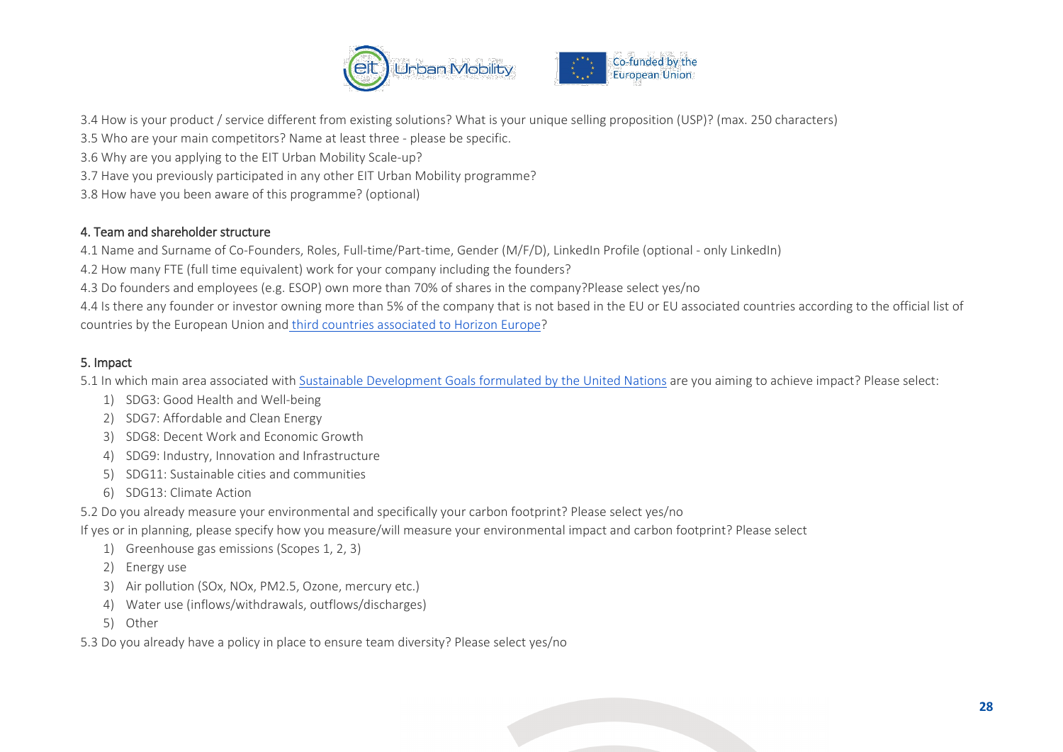3.4 How is your product / service different from existing solutions? What is your unique selling proposition (USP)? (max. 250 characters)

3.5 Who are your main competitors? Name at least three - please be specific.

3.6 Why are you applying to the EIT Urban Mobility Scale-up?

3.7 Have you previously participated in any other EIT Urban Mobility programme?

3.8 How have you been aware of this programme? (optional)

## 4. Team and shareholder structure

4.1 Name and Surname of Co-Founders, Roles, Full-time/Part-time, Gender (M/F/D), LinkedIn Profile (optional - only LinkedIn)

4.2 How many FTE (full time equivalent) work for your company including the founders?

4.3 Do founders and employees (e.g. ESOP) own more than 70% of shares in the company?Please select yes/no

4.4 Is there any founder or investor owning more than 5% of the company that is not based in the EU or EU associated countries according to the official list of countries by the European Union and third countries associated to Horizon Europe?

## 5. Impact

5.1 In which main area associated with Sustainable Development Goals formulated by the United Nations are you aiming to achieve impact? Please select:

1) SDG3: Good Health and Well-being
2) SDG7: Affordable and Clean Energy
3) SDG8: Decent Work and Economic Growth
4) SDG9: Industry, Innovation and Infrastructure
5) SDG11: Sustainable cities and communities
6) SDG13: Climate Action

5.2 Do you already measure your environmental and specifically your carbon footprint? Please select yes/no

If yes or in planning, please specify how you measure/will measure your environmental impact and carbon footprint? Please select

1) Greenhouse gas emissions (Scopes 1, 2, 3)
2) Energy use
3) Air pollution (SOx, NOx, PM2.5, Ozone, mercury etc.)
4) Water use (inflows/withdrawals, outflows/discharges)
5) Other

5.3 Do you already have a policy in place to ensure team diversity? Please select yes/no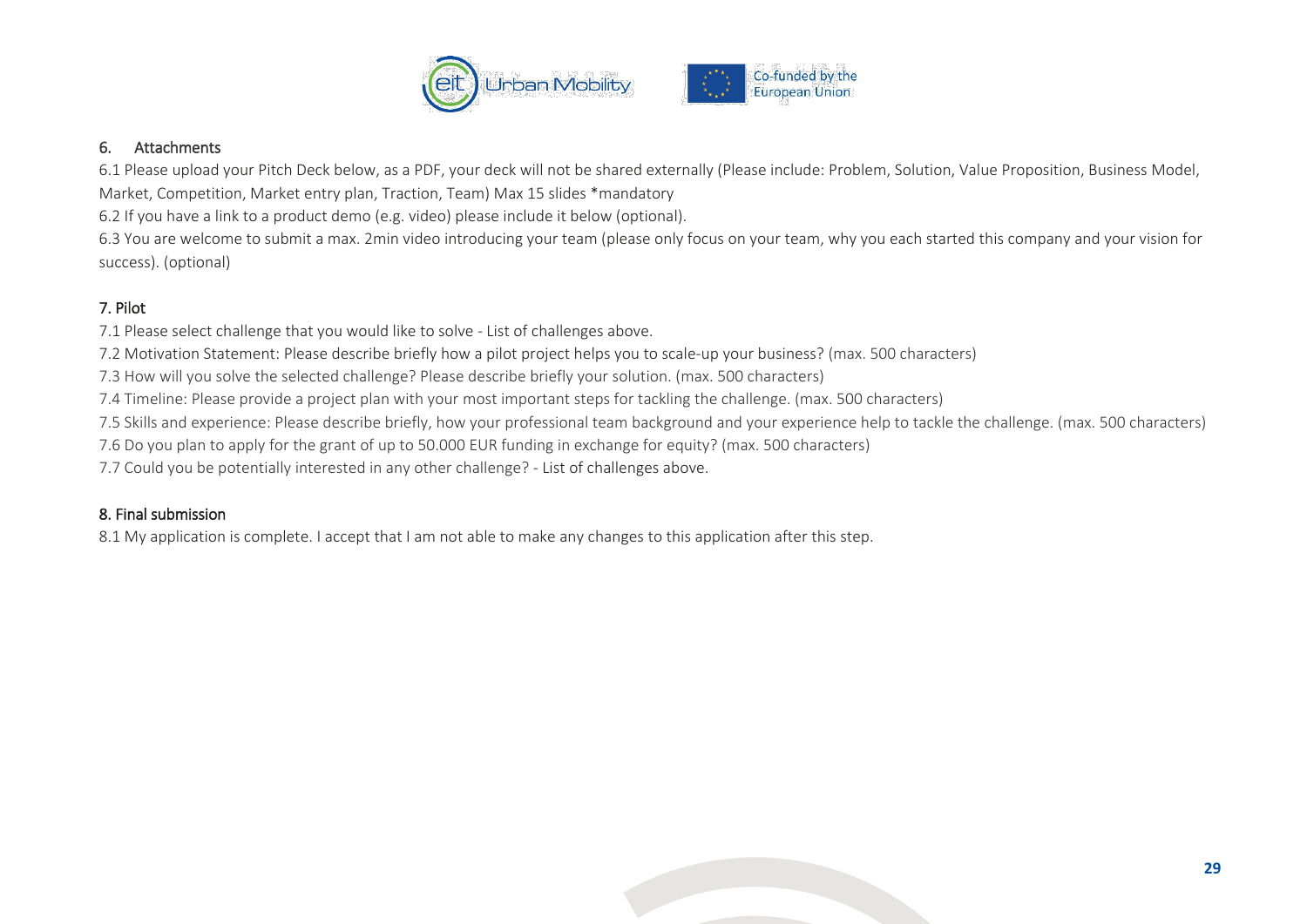## 6. Attachments

6.1 Please upload your Pitch Deck below, as a PDF, your deck will not be shared externally (Please include: Problem, Solution, Value Proposition, Business Model, Market, Competition, Market entry plan, Traction, Team) Max 15 slides *mandatory

6.2 If you have a link to a product demo (e.g. video) please include it below (optional).

6.3 You are welcome to submit a max. 2min video introducing your team (please only focus on your team, why you each started this company and your vision for success). (optional)

## 7. Pilot

7.1 Please select challenge that you would like to solve - List of challenges above.

7.2 Motivation Statement: Please describe briefly how a pilot project helps you to scale-up your business? (max. 500 characters)

7.3 How will you solve the selected challenge? Please describe briefly your solution. (max. 500 characters)

7.4 Timeline: Please provide a project plan with your most important steps for tackling the challenge. (max. 500 characters)

7.5 Skills and experience: Please describe briefly, how your professional team background and your experience help to tackle the challenge. (max. 500 characters)

7.6 Do you plan to apply for the grant of up to 50.000 EUR funding in exchange for equity? (max. 500 characters)

7.7 Could you be potentially interested in any other challenge? - List of challenges above.

## 8. Final submission

8.1 My application is complete. I accept that I am not able to make any changes to this application after this step.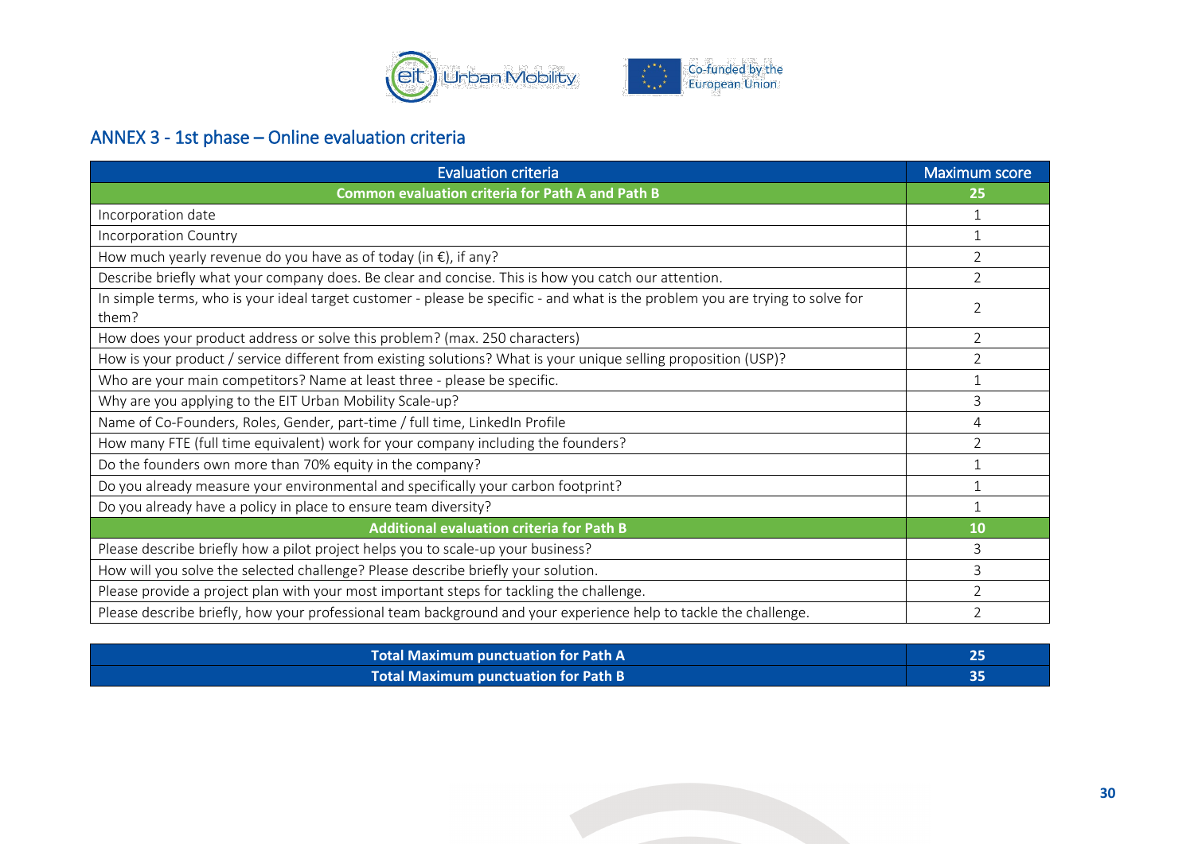## ANNEX 3 - 1st phase – Online evaluation criteria

| Evaluation criteria | Maximum score |
|---|---|
| **Common evaluation criteria for Path A and Path B** | **25** |
| Incorporation date | 1 |
| Incorporation Country | 1 |
| How much yearly revenue do you have as of today (in €), if any? | 2 |
| Describe briefly what your company does. Be clear and concise. This is how you catch our attention. | 2 |
| In simple terms, who is your ideal target customer - please be specific - and what is the problem you are trying to solve for them? | 2 |
| How does your product address or solve this problem? (max. 250 characters) | 2 |
| How is your product / service different from existing solutions? What is your unique selling proposition (USP)? | 2 |
| Who are your main competitors? Name at least three - please be specific. | 1 |
| Why are you applying to the EIT Urban Mobility Scale-up? | 3 |
| Name of Co-Founders, Roles, Gender, part-time / full time, LinkedIn Profile | 4 |
| How many FTE (full time equivalent) work for your company including the founders? | 2 |
| Do the founders own more than 70% equity in the company? | 1 |
| Do you already measure your environmental and specifically your carbon footprint? | 1 |
| Do you already have a policy in place to ensure team diversity? | 1 |
| **Additional evaluation criteria for Path B** | **10** |
| Please describe briefly how a pilot project helps you to scale-up your business? | 3 |
| How will you solve the selected challenge? Please describe briefly your solution. | 3 |
| Please provide a project plan with your most important steps for tackling the challenge. | 2 |
| Please describe briefly, how your professional team background and your experience help to tackle the challenge. | 2 |

| | |
|---|---|
| **Total Maximum punctuation for Path A** | **25** |
| **Total Maximum punctuation for Path B** | **35** |